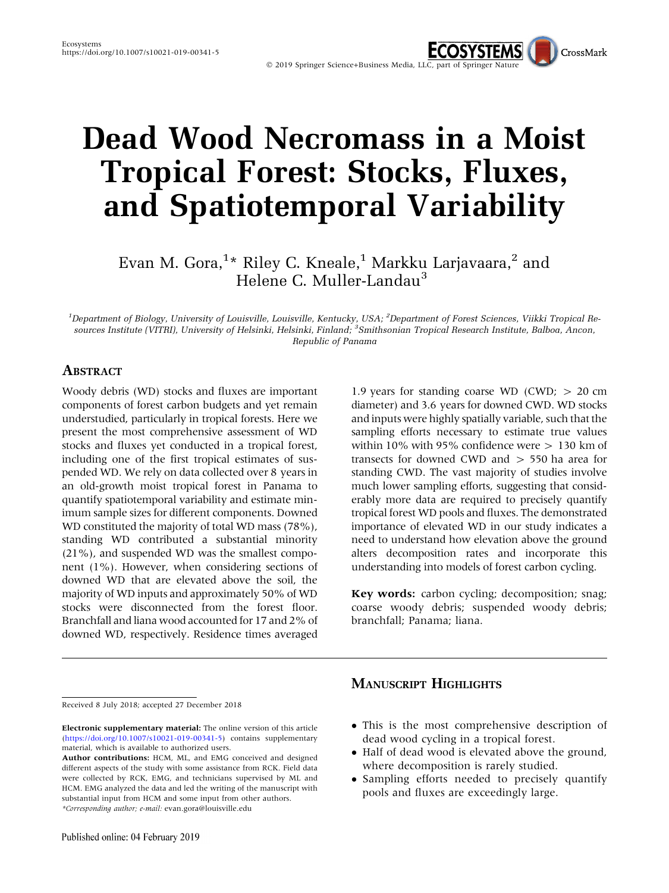# Dead Wood Necromass in a Moist Tropical Forest: Stocks, Fluxes, and Spatiotemporal Variability

Evan M. Gora,[1]* Riley C. Kneale,[1] Markku Larjavaara,[2] and Helene C. Muller-Landau[3]

[1]*Department of Biology, University of Louisville, Louisville, Kentucky, USA;* [2]*Department of Forest Sciences, Viikki Tropical Resources Institute (VITRI), University of Helsinki, Helsinki, Finland;* [3]*Smithsonian Tropical Research Institute, Balboa, Ancon, Republic of Panama*

## Abstract

Woody debris (WD) stocks and fluxes are important components of forest carbon budgets and yet remain understudied, particularly in tropical forests. Here we present the most comprehensive assessment of WD stocks and fluxes yet conducted in a tropical forest, including one of the first tropical estimates of suspended WD. We rely on data collected over 8 years in an old-growth moist tropical forest in Panama to quantify spatiotemporal variability and estimate minimum sample sizes for different components. Downed WD constituted the majority of total WD mass (78%), standing WD contributed a substantial minority (21%), and suspended WD was the smallest component (1%). However, when considering sections of downed WD that are elevated above the soil, the majority of WD inputs and approximately 50% of WD stocks were disconnected from the forest floor. Branchfall and liana wood accounted for 17 and 2% of downed WD, respectively. Residence times averaged 1.9 years for standing coarse WD (CWD; > 20 cm diameter) and 3.6 years for downed CWD. WD stocks and inputs were highly spatially variable, such that the sampling efforts necessary to estimate true values within 10% with 95% confidence were > 130 km of transects for downed CWD and > 550 ha area for standing CWD. The vast majority of studies involve much lower sampling efforts, suggesting that considerably more data are required to precisely quantify tropical forest WD pools and fluxes. The demonstrated importance of elevated WD in our study indicates a need to understand how elevation above the ground alters decomposition rates and incorporate this understanding into models of forest carbon cycling.

**Key words:** carbon cycling; decomposition; snag; coarse woody debris; suspended woody debris; branchfall; Panama; liana.

## Manuscript Highlights

- This is the most comprehensive description of dead wood cycling in a tropical forest.
- Half of dead wood is elevated above the ground, where decomposition is rarely studied.
- Sampling efforts needed to precisely quantify pools and fluxes are exceedingly large.

Received 8 July 2018; accepted 27 December 2018

**Electronic supplementary material:** The online version of this article (https://doi.org/10.1007/s10021-019-00341-5) contains supplementary material, which is available to authorized users.

**Author contributions:** HCM, ML, and EMG conceived and designed different aspects of the study with some assistance from RCK. Field data were collected by RCK, EMG, and technicians supervised by ML and HCM. EMG analyzed the data and led the writing of the manuscript with substantial input from HCM and some input from other authors.

**Corresponding author; e-mail:* evan.gora@louisville.edu

Published online: 04 February 2019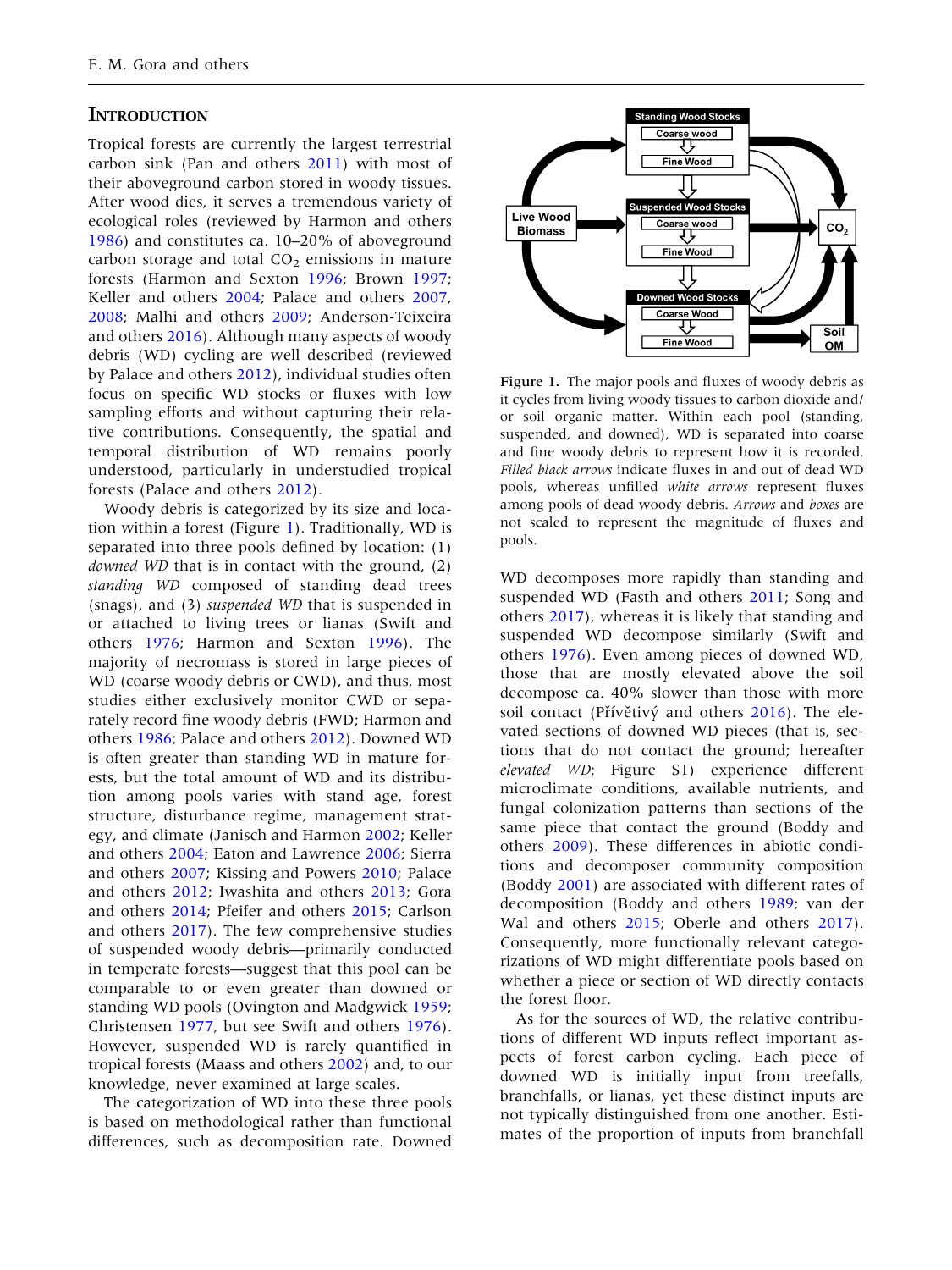## Introduction

Tropical forests are currently the largest terrestrial carbon sink (Pan and others 2011) with most of their aboveground carbon stored in woody tissues. After wood dies, it serves a tremendous variety of ecological roles (reviewed by Harmon and others 1986) and constitutes ca. 10–20% of aboveground carbon storage and total $CO_2$ emissions in mature forests (Harmon and Sexton 1996; Brown 1997; Keller and others 2004; Palace and others 2007, 2008; Malhi and others 2009; Anderson-Teixeira and others 2016). Although many aspects of woody debris (WD) cycling are well described (reviewed by Palace and others 2012), individual studies often focus on specific WD stocks or fluxes with low sampling efforts and without capturing their relative contributions. Consequently, the spatial and temporal distribution of WD remains poorly understood, particularly in understudied tropical forests (Palace and others 2012).

Woody debris is categorized by its size and location within a forest (Figure 1). Traditionally, WD is separated into three pools defined by location: (1) *downed WD* that is in contact with the ground, (2) *standing WD* composed of standing dead trees (snags), and (3) *suspended WD* that is suspended in or attached to living trees or lianas (Swift and others 1976; Harmon and Sexton 1996). The majority of necromass is stored in large pieces of WD (coarse woody debris or CWD), and thus, most studies either exclusively monitor CWD or separately record fine woody debris (FWD; Harmon and others 1986; Palace and others 2012). Downed WD is often greater than standing WD in mature forests, but the total amount of WD and its distribution among pools varies with stand age, forest structure, disturbance regime, management strategy, and climate (Janisch and Harmon 2002; Keller and others 2004; Eaton and Lawrence 2006; Sierra and others 2007; Kissing and Powers 2010; Palace and others 2012; Iwashita and others 2013; Gora and others 2014; Pfeifer and others 2015; Carlson and others 2017). The few comprehensive studies of suspended woody debris—primarily conducted in temperate forests—suggest that this pool can be comparable to or even greater than downed or standing WD pools (Ovington and Madgwick 1959; Christensen 1977, but see Swift and others 1976). However, suspended WD is rarely quantified in tropical forests (Maass and others 2002) and, to our knowledge, never examined at large scales.

The categorization of WD into these three pools is based on methodological rather than functional differences, such as decomposition rate. Downed WD decomposes more rapidly than standing and suspended WD (Fasth and others 2011; Song and others 2017), whereas it is likely that standing and suspended WD decompose similarly (Swift and others 1976). Even among pieces of downed WD, those that are mostly elevated above the soil decompose ca. 40% slower than those with more soil contact (Přívětivý and others 2016). The elevated sections of downed WD pieces (that is, sections that do not contact the ground; hereafter *elevated WD*; Figure S1) experience different microclimate conditions, available nutrients, and fungal colonization patterns than sections of the same piece that contact the ground (Boddy and others 2009). These differences in abiotic conditions and decomposer community composition (Boddy 2001) are associated with different rates of decomposition (Boddy and others 1989; van der Wal and others 2015; Oberle and others 2017). Consequently, more functionally relevant categorizations of WD might differentiate pools based on whether a piece or section of WD directly contacts the forest floor.

As for the sources of WD, the relative contributions of different WD inputs reflect important aspects of forest carbon cycling. Each piece of downed WD is initially input from treefalls, branchfalls, or lianas, yet these distinct inputs are not typically distinguished from one another. Estimates of the proportion of inputs from branchfall

Figure 1. The major pools and fluxes of woody debris as it cycles from living woody tissues to carbon dioxide and/or soil organic matter. Within each pool (standing, suspended, and downed), WD is separated into coarse and fine woody debris to represent how it is recorded. *Filled black arrows* indicate fluxes in and out of dead WD pools, whereas unfilled *white arrows* represent fluxes among pools of dead woody debris. *Arrows* and *boxes* are not scaled to represent the magnitude of fluxes and pools.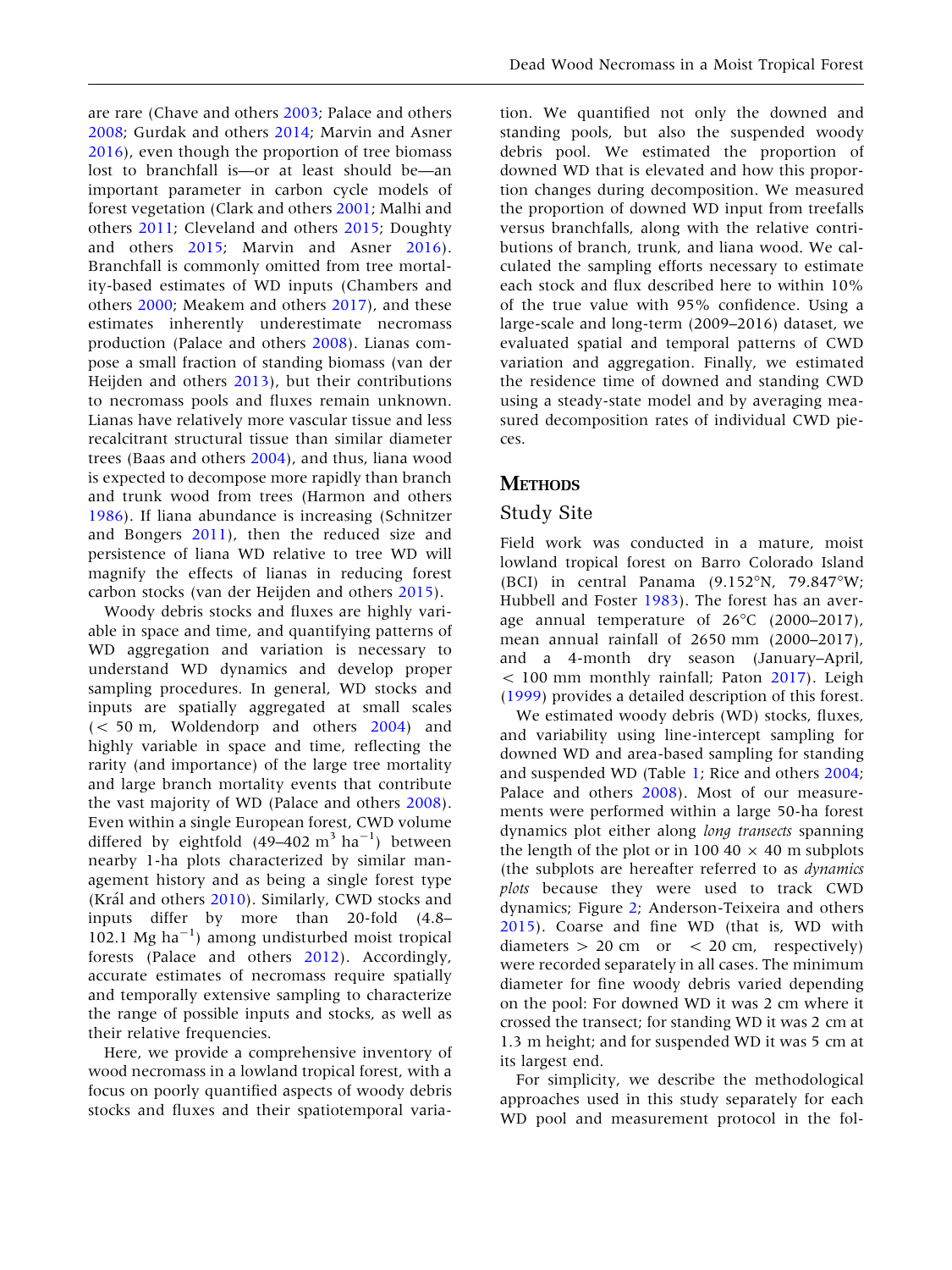are rare (Chave and others 2003; Palace and others 2008; Gurdak and others 2014; Marvin and Asner 2016), even though the proportion of tree biomass lost to branchfall is—or at least should be—an important parameter in carbon cycle models of forest vegetation (Clark and others 2001; Malhi and others 2011; Cleveland and others 2015; Doughty and others 2015; Marvin and Asner 2016). Branchfall is commonly omitted from tree mortality-based estimates of WD inputs (Chambers and others 2000; Meakem and others 2017), and these estimates inherently underestimate necromass production (Palace and others 2008). Lianas compose a small fraction of standing biomass (van der Heijden and others 2013), but their contributions to necromass pools and fluxes remain unknown. Lianas have relatively more vascular tissue and less recalcitrant structural tissue than similar diameter trees (Baas and others 2004), and thus, liana wood is expected to decompose more rapidly than branch and trunk wood from trees (Harmon and others 1986). If liana abundance is increasing (Schnitzer and Bongers 2011), then the reduced size and persistence of liana WD relative to tree WD will magnify the effects of lianas in reducing forest carbon stocks (van der Heijden and others 2015).

Woody debris stocks and fluxes are highly variable in space and time, and quantifying patterns of WD aggregation and variation is necessary to understand WD dynamics and develop proper sampling procedures. In general, WD stocks and inputs are spatially aggregated at small scales (< 50 m, Woldendorp and others 2004) and highly variable in space and time, reflecting the rarity (and importance) of the large tree mortality and large branch mortality events that contribute the vast majority of WD (Palace and others 2008). Even within a single European forest, CWD volume differed by eightfold (49–402 $m^3$ $ha^{-1}$) between nearby 1-ha plots characterized by similar management history and as being a single forest type (Král and others 2010). Similarly, CWD stocks and inputs differ by more than 20-fold (4.8–102.1 Mg $ha^{-1}$) among undisturbed moist tropical forests (Palace and others 2012). Accordingly, accurate estimates of necromass require spatially and temporally extensive sampling to characterize the range of possible inputs and stocks, as well as their relative frequencies.

Here, we provide a comprehensive inventory of wood necromass in a lowland tropical forest, with a focus on poorly quantified aspects of woody debris stocks and fluxes and their spatiotemporal variation. We quantified not only the downed and standing pools, but also the suspended woody debris pool. We estimated the proportion of downed WD that is elevated and how this proportion changes during decomposition. We measured the proportion of downed WD input from treefalls versus branchfalls, along with the relative contributions of branch, trunk, and liana wood. We calculated the sampling efforts necessary to estimate each stock and flux described here to within 10% of the true value with 95% confidence. Using a large-scale and long-term (2009–2016) dataset, we evaluated spatial and temporal patterns of CWD variation and aggregation. Finally, we estimated the residence time of downed and standing CWD using a steady-state model and by averaging measured decomposition rates of individual CWD pieces.

## Methods

### Study Site

Field work was conducted in a mature, moist lowland tropical forest on Barro Colorado Island (BCI) in central Panama (9.152°N, 79.847°W; Hubbell and Foster 1983). The forest has an average annual temperature of 26°C (2000–2017), mean annual rainfall of 2650 mm (2000–2017), and a 4-month dry season (January–April, < 100 mm monthly rainfall; Paton 2017). Leigh (1999) provides a detailed description of this forest.

We estimated woody debris (WD) stocks, fluxes, and variability using line-intercept sampling for downed WD and area-based sampling for standing and suspended WD (Table 1; Rice and others 2004; Palace and others 2008). Most of our measurements were performed within a large 50-ha forest dynamics plot either along *long transects* spanning the length of the plot or in 100 40 × 40 m subplots (the subplots are hereafter referred to as *dynamics plots* because they were used to track CWD dynamics; Figure 2; Anderson-Teixeira and others 2015). Coarse and fine WD (that is, WD with diameters > 20 cm or < 20 cm, respectively) were recorded separately in all cases. The minimum diameter for fine woody debris varied depending on the pool: For downed WD it was 2 cm where it crossed the transect; for standing WD it was 2 cm at 1.3 m height; and for suspended WD it was 5 cm at its largest end.

For simplicity, we describe the methodological approaches used in this study separately for each WD pool and measurement protocol in the fol-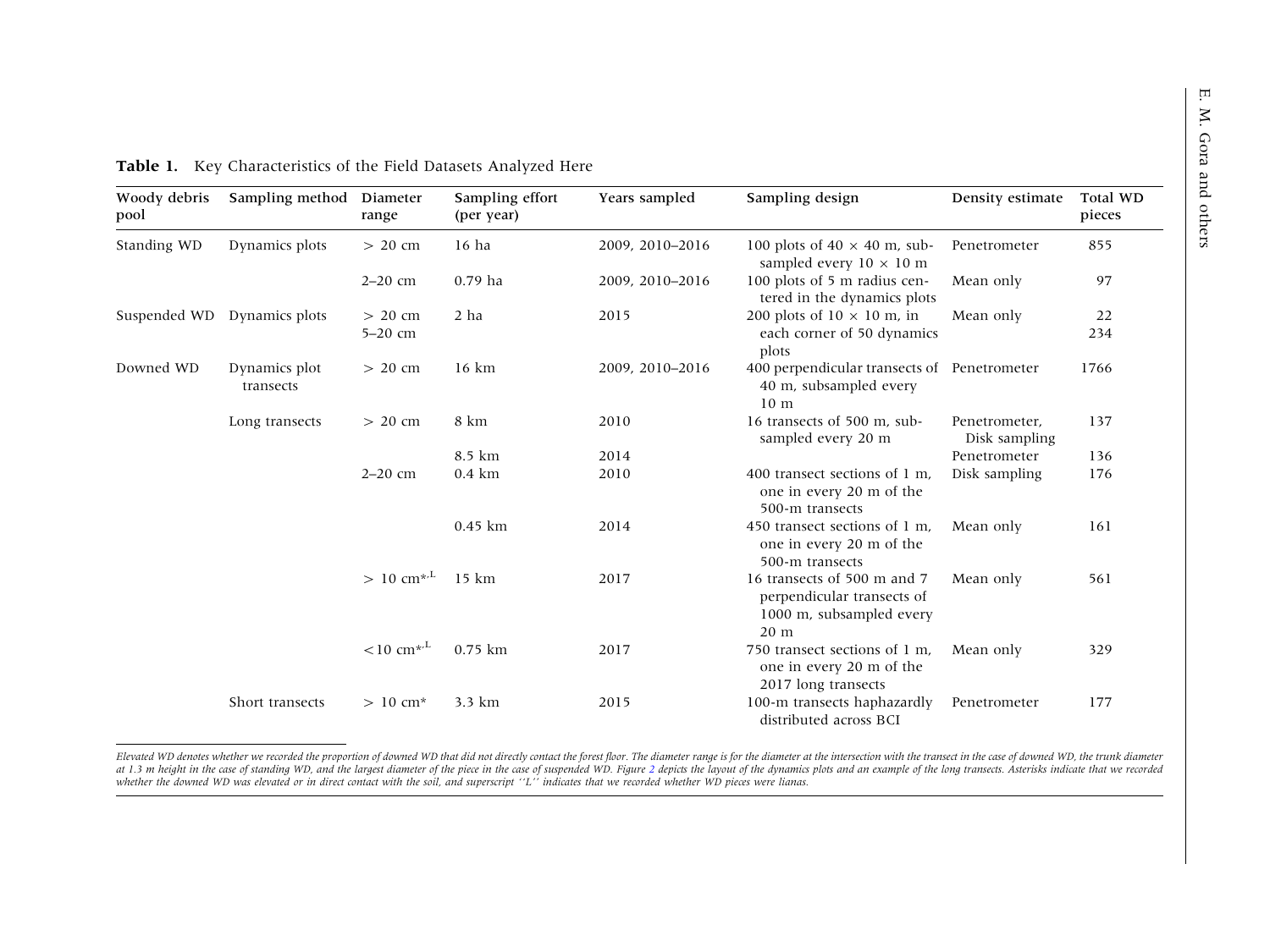**Table 1.** Key Characteristics of the Field Datasets Analyzed Here

| Woody debris pool | Sampling method | Diameter range | Sampling effort (per year) | Years sampled | Sampling design | Density estimate | Total WD pieces |
|---|---|---|---|---|---|---|---|
| Standing WD | Dynamics plots | > 20 cm | 16 ha | 2009, 2010–2016 | 100 plots of 40 × 40 m, subsampled every 10 × 10 m | Penetrometer | 855 |
| | | 2–20 cm | 0.79 ha | 2009, 2010–2016 | 100 plots of 5 m radius centered in the dynamics plots | Mean only | 97 |
| Suspended WD | Dynamics plots | > 20 cm<br>5–20 cm | 2 ha | 2015 | 200 plots of 10 × 10 m, in each corner of 50 dynamics plots | Mean only | 22<br>234 |
| Downed WD | Dynamics plot transects | > 20 cm | 16 km | 2009, 2010–2016 | 400 perpendicular transects of 40 m, subsampled every 10 m | Penetrometer | 1766 |
| | Long transects | > 20 cm | 8 km | 2010 | 16 transects of 500 m, subsampled every 20 m | Penetrometer, Disk sampling | 137 |
| | | | 8.5 km | 2014 | | Penetrometer | 136 |
| | | 2–20 cm | 0.4 km | 2010 | 400 transect sections of 1 m, one in every 20 m of the 500-m transects | Disk sampling | 176 |
| | | | 0.45 km | 2014 | 450 transect sections of 1 m, one in every 20 m of the 500-m transects | Mean only | 161 |
| | | > 10 cm*,L | 15 km | 2017 | 16 transects of 500 m and 7 perpendicular transects of 1000 m, subsampled every 20 m | Mean only | 561 |
| | | <10 cm*,L | 0.75 km | 2017 | 750 transect sections of 1 m, one in every 20 m of the 2017 long transects | Mean only | 329 |
| | Short transects | > 10 cm* | 3.3 km | 2015 | 100-m transects haphazardly distributed across BCI | Penetrometer | 177 |

*Elevated WD denotes whether we recorded the proportion of downed WD that did not directly contact the forest floor. The diameter range is for the diameter at the intersection with the transect in the case of downed WD, the trunk diameter at 1.3 m height in the case of standing WD, and the largest diameter of the piece in the case of suspended WD. Figure 2 depicts the layout of the dynamics plots and an example of the long transects. Asterisks indicate that we recorded whether the downed WD was elevated or in direct contact with the soil, and superscript ''L'' indicates that we recorded whether WD pieces were lianas.*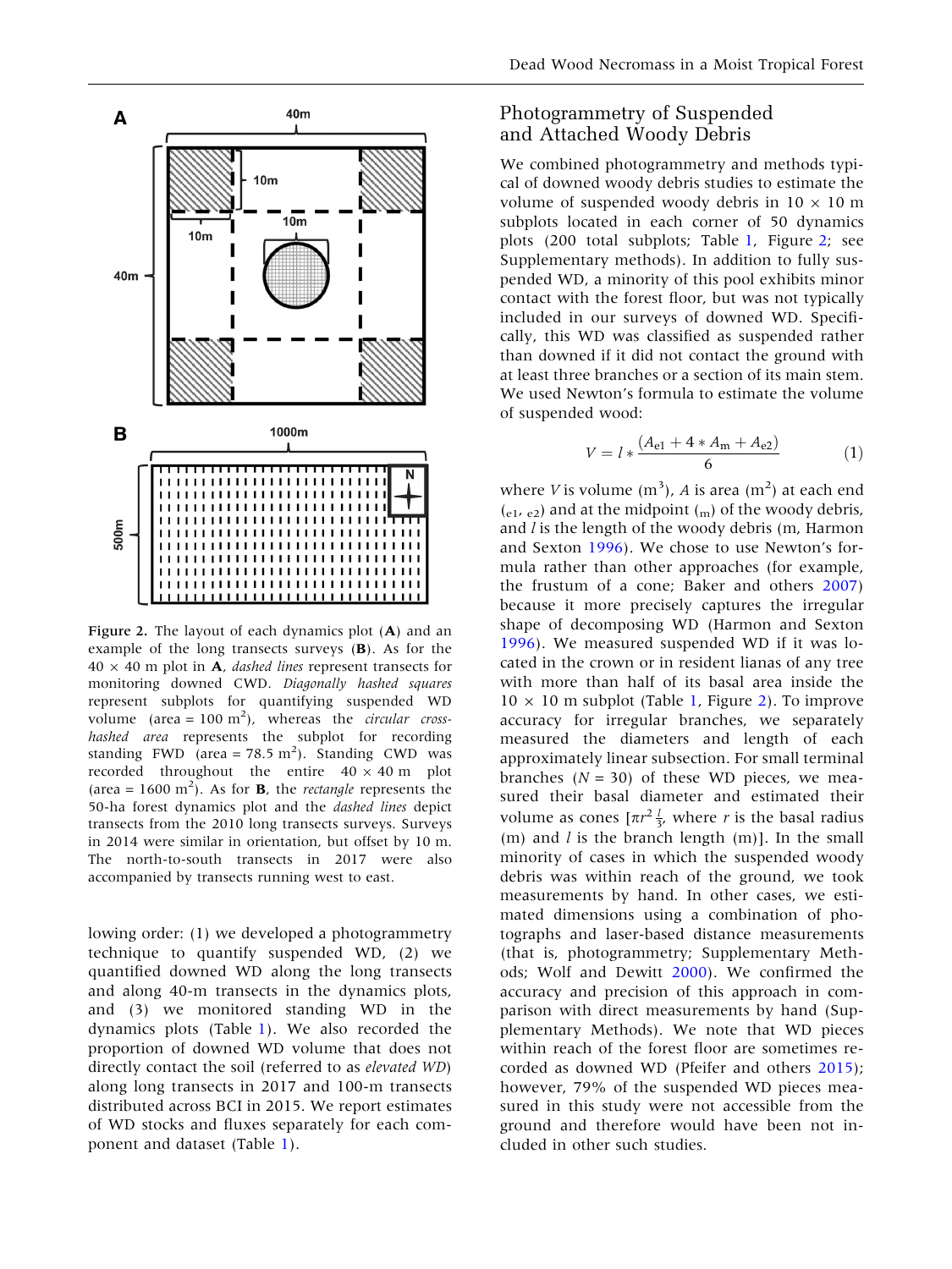Figure 2. The layout of each dynamics plot (**A**) and an example of the long transects surveys (**B**). As for the 40 × 40 m plot in **A**, *dashed lines* represent transects for monitoring downed CWD. *Diagonally hashed squares* represent subplots for quantifying suspended WD volume (area = 100 $m^2$), whereas the *circular cross-hashed area* represents the subplot for recording standing FWD (area = 78.5 $m^2$). Standing CWD was recorded throughout the entire 40 × 40 m plot (area = 1600 $m^2$). As for **B**, the *rectangle* represents the 50-ha forest dynamics plot and the *dashed lines* depict transects from the 2010 long transects surveys. Surveys in 2014 were similar in orientation, but offset by 10 m. The north-to-south transects in 2017 were also accompanied by transects running west to east.

lowing order: (1) we developed a photogrammetry technique to quantify suspended WD, (2) we quantified downed WD along the long transects and along 40-m transects in the dynamics plots, and (3) we monitored standing WD in the dynamics plots (Table 1). We also recorded the proportion of downed WD volume that does not directly contact the soil (referred to as *elevated WD*) along long transects in 2017 and 100-m transects distributed across BCI in 2015. We report estimates of WD stocks and fluxes separately for each component and dataset (Table 1).

## Photogrammetry of Suspended and Attached Woody Debris

We combined photogrammetry and methods typical of downed woody debris studies to estimate the volume of suspended woody debris in 10 × 10 m subplots located in each corner of 50 dynamics plots (200 total subplots; Table 1, Figure 2; see Supplementary methods). In addition to fully suspended WD, a minority of this pool exhibits minor contact with the forest floor, but was not typically included in our surveys of downed WD. Specifically, this WD was classified as suspended rather than downed if it did not contact the ground with at least three branches or a section of its main stem. We used Newton's formula to estimate the volume of suspended wood:

$$V = l * \frac{(A_{e1} + 4 * A_{m} + A_{e2})}{6} \tag{1}$$

where $V$ is volume ($m^3$), $A$ is area ($m^2$) at each end ($_{e1}$, $_{e2}$) and at the midpoint ($_{m}$) of the woody debris, and $l$ is the length of the woody debris (m, Harmon and Sexton 1996). We chose to use Newton's formula rather than other approaches (for example, the frustum of a cone; Baker and others 2007) because it more precisely captures the irregular shape of decomposing WD (Harmon and Sexton 1996). We measured suspended WD if it was located in the crown or in resident lianas of any tree with more than half of its basal area inside the 10 × 10 m subplot (Table 1, Figure 2). To improve accuracy for irregular branches, we separately measured the diameters and length of each approximately linear subsection. For small terminal branches ($N = 30$) of these WD pieces, we measured their basal diameter and estimated their volume as cones [$\pi r^2 \frac{l}{3}$, where $r$ is the basal radius (m) and $l$ is the branch length (m)]. In the small minority of cases in which the suspended woody debris was within reach of the ground, we took measurements by hand. In other cases, we estimated dimensions using a combination of photographs and laser-based distance measurements (that is, photogrammetry; Supplementary Methods; Wolf and Dewitt 2000). We confirmed the accuracy and precision of this approach in comparison with direct measurements by hand (Supplementary Methods). We note that WD pieces within reach of the forest floor are sometimes recorded as downed WD (Pfeifer and others 2015); however, 79% of the suspended WD pieces measured in this study were not accessible from the ground and therefore would have been not included in other such studies.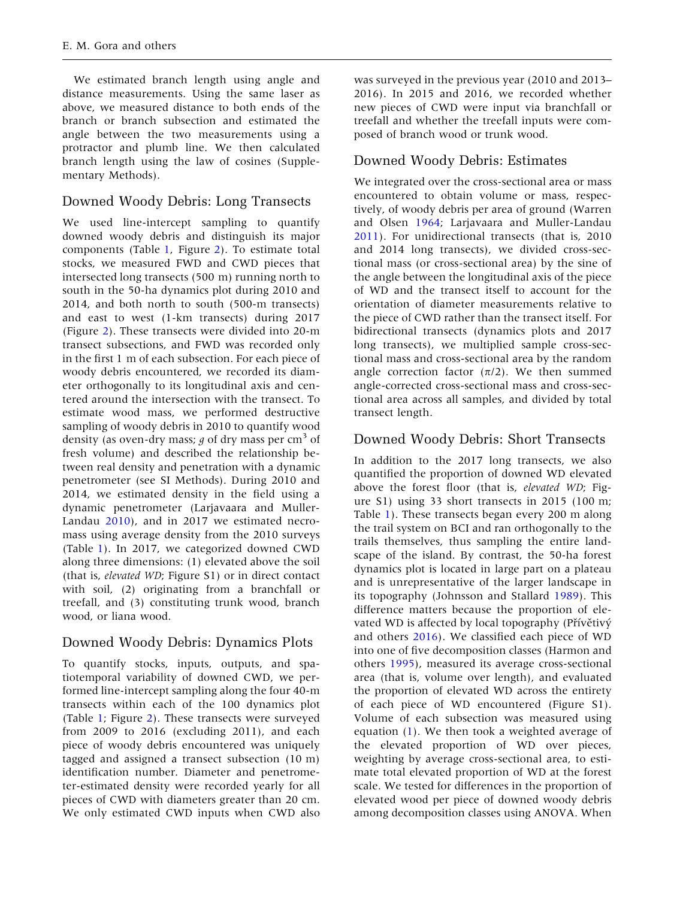We estimated branch length using angle and distance measurements. Using the same laser as above, we measured distance to both ends of the branch or branch subsection and estimated the angle between the two measurements using a protractor and plumb line. We then calculated branch length using the law of cosines (Supplementary Methods).

## Downed Woody Debris: Long Transects

We used line-intercept sampling to quantify downed woody debris and distinguish its major components (Table 1, Figure 2). To estimate total stocks, we measured FWD and CWD pieces that intersected long transects (500 m) running north to south in the 50-ha dynamics plot during 2010 and 2014, and both north to south (500-m transects) and east to west (1-km transects) during 2017 (Figure 2). These transects were divided into 20-m transect subsections, and FWD was recorded only in the first 1 m of each subsection. For each piece of woody debris encountered, we recorded its diameter orthogonally to its longitudinal axis and centered around the intersection with the transect. To estimate wood mass, we performed destructive sampling of woody debris in 2010 to quantify wood density (as oven-dry mass; $g$ of dry mass per cm$^3$ of fresh volume) and described the relationship between real density and penetration with a dynamic penetrometer (see SI Methods). During 2010 and 2014, we estimated density in the field using a dynamic penetrometer (Larjavaara and Muller-Landau 2010), and in 2017 we estimated necromass using average density from the 2010 surveys (Table 1). In 2017, we categorized downed CWD along three dimensions: (1) elevated above the soil (that is, *elevated WD*; Figure S1) or in direct contact with soil, (2) originating from a branchfall or treefall, and (3) constituting trunk wood, branch wood, or liana wood.

## Downed Woody Debris: Dynamics Plots

To quantify stocks, inputs, outputs, and spatiotemporal variability of downed CWD, we performed line-intercept sampling along the four 40-m transects within each of the 100 dynamics plot (Table 1; Figure 2). These transects were surveyed from 2009 to 2016 (excluding 2011), and each piece of woody debris encountered was uniquely tagged and assigned a transect subsection (10 m) identification number. Diameter and penetrometer-estimated density were recorded yearly for all pieces of CWD with diameters greater than 20 cm. We only estimated CWD inputs when CWD also was surveyed in the previous year (2010 and 2013–2016). In 2015 and 2016, we recorded whether new pieces of CWD were input via branchfall or treefall and whether the treefall inputs were composed of branch wood or trunk wood.

## Downed Woody Debris: Estimates

We integrated over the cross-sectional area or mass encountered to obtain volume or mass, respectively, of woody debris per area of ground (Warren and Olsen 1964; Larjavaara and Muller-Landau 2011). For unidirectional transects (that is, 2010 and 2014 long transects), we divided cross-sectional mass (or cross-sectional area) by the sine of the angle between the longitudinal axis of the piece of WD and the transect itself to account for the orientation of diameter measurements relative to the piece of CWD rather than the transect itself. For bidirectional transects (dynamics plots and 2017 long transects), we multiplied sample cross-sectional mass and cross-sectional area by the random angle correction factor ($\pi/2$). We then summed angle-corrected cross-sectional mass and cross-sectional area across all samples, and divided by total transect length.

## Downed Woody Debris: Short Transects

In addition to the 2017 long transects, we also quantified the proportion of downed WD elevated above the forest floor (that is, *elevated WD*; Figure S1) using 33 short transects in 2015 (100 m; Table 1). These transects began every 200 m along the trail system on BCI and ran orthogonally to the trails themselves, thus sampling the entire landscape of the island. By contrast, the 50-ha forest dynamics plot is located in large part on a plateau and is unrepresentative of the larger landscape in its topography (Johnsson and Stallard 1989). This difference matters because the proportion of elevated WD is affected by local topography (Přívětivý and others 2016). We classified each piece of WD into one of five decomposition classes (Harmon and others 1995), measured its average cross-sectional area (that is, volume over length), and evaluated the proportion of elevated WD across the entirety of each piece of WD encountered (Figure S1). Volume of each subsection was measured using equation (1). We then took a weighted average of the elevated proportion of WD over pieces, weighting by average cross-sectional area, to estimate total elevated proportion of WD at the forest scale. We tested for differences in the proportion of elevated wood per piece of downed woody debris among decomposition classes using ANOVA. When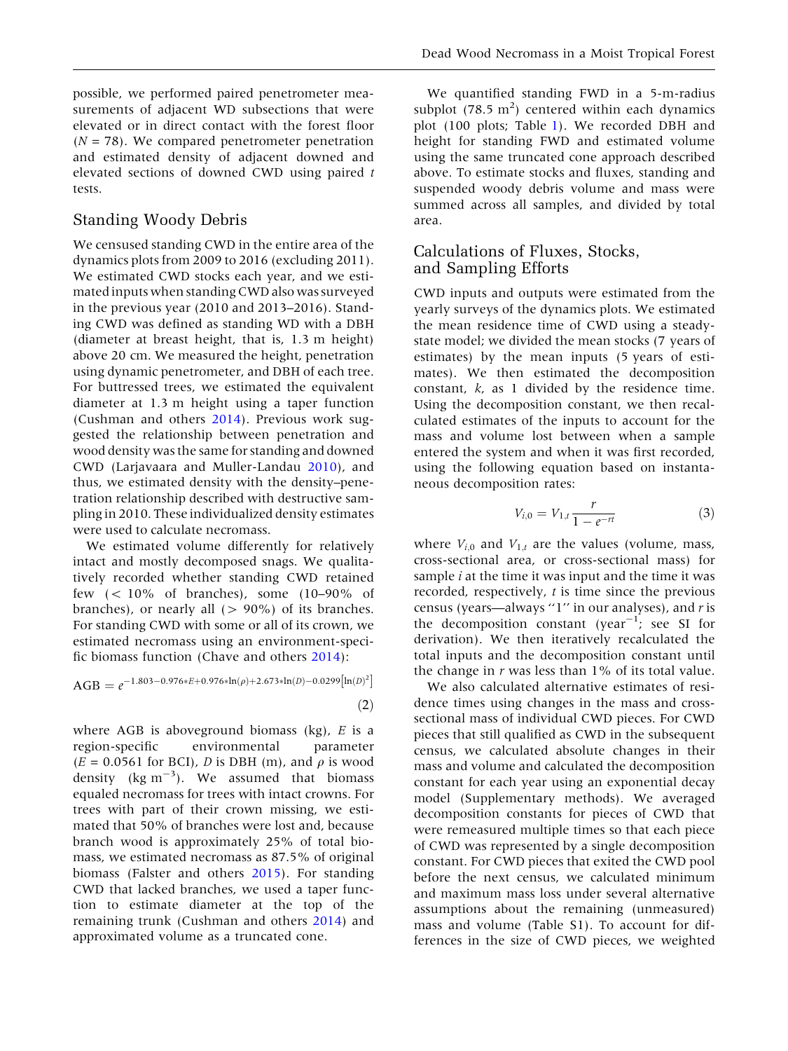possible, we performed paired penetrometer measurements of adjacent WD subsections that were elevated or in direct contact with the forest floor ($N = 78$). We compared penetrometer penetration and estimated density of adjacent downed and elevated sections of downed CWD using paired *t* tests.

## Standing Woody Debris

We censused standing CWD in the entire area of the dynamics plots from 2009 to 2016 (excluding 2011). We estimated CWD stocks each year, and we estimated inputs when standing CWD also was surveyed in the previous year (2010 and 2013–2016). Standing CWD was defined as standing WD with a DBH (diameter at breast height, that is, 1.3 m height) above 20 cm. We measured the height, penetration using dynamic penetrometer, and DBH of each tree. For buttressed trees, we estimated the equivalent diameter at 1.3 m height using a taper function (Cushman and others 2014). Previous work suggested the relationship between penetration and wood density was the same for standing and downed CWD (Larjavaara and Muller-Landau 2010), and thus, we estimated density with the density–penetration relationship described with destructive sampling in 2010. These individualized density estimates were used to calculate necromass.

We estimated volume differently for relatively intact and mostly decomposed snags. We qualitatively recorded whether standing CWD retained few (< 10% of branches), some (10–90% of branches), or nearly all (> 90%) of its branches. For standing CWD with some or all of its crown, we estimated necromass using an environment-specific biomass function (Chave and others 2014):

$$\mathrm{AGB} = e^{-1.803 - 0.976*E + 0.976*\ln(\rho) + 2.673*\ln(D) - 0.0299\left[\ln(D)^2\right]} \tag{2}$$

where AGB is aboveground biomass (kg), *E* is a region-specific environmental parameter ($E = 0.0561$ for BCI), *D* is DBH (m), and $\rho$ is wood density (kg $\mathrm{m}^{-3}$). We assumed that biomass equaled necromass for trees with intact crowns. For trees with part of their crown missing, we estimated that 50% of branches were lost and, because branch wood is approximately 25% of total biomass, we estimated necromass as 87.5% of original biomass (Falster and others 2015). For standing CWD that lacked branches, we used a taper function to estimate diameter at the top of the remaining trunk (Cushman and others 2014) and approximated volume as a truncated cone.

We quantified standing FWD in a 5-m-radius subplot (78.5 $\mathrm{m}^2$) centered within each dynamics plot (100 plots; Table 1). We recorded DBH and height for standing FWD and estimated volume using the same truncated cone approach described above. To estimate stocks and fluxes, standing and suspended woody debris volume and mass were summed across all samples, and divided by total area.

## Calculations of Fluxes, Stocks, and Sampling Efforts

CWD inputs and outputs were estimated from the yearly surveys of the dynamics plots. We estimated the mean residence time of CWD using a steady-state model; we divided the mean stocks (7 years of estimates) by the mean inputs (5 years of estimates). We then estimated the decomposition constant, *k*, as 1 divided by the residence time. Using the decomposition constant, we then recalculated estimates of the inputs to account for the mass and volume lost between when a sample entered the system and when it was first recorded, using the following equation based on instantaneous decomposition rates:

$$V_{i,0} = V_{1,t}\frac{r}{1 - e^{-rt}} \tag{3}$$

where $V_{i,0}$ and $V_{1,t}$ are the values (volume, mass, cross-sectional area, or cross-sectional mass) for sample *i* at the time it was input and the time it was recorded, respectively, *t* is time since the previous census (years—always "1" in our analyses), and *r* is the decomposition constant ($\mathrm{year}^{-1}$; see SI for derivation). We then iteratively recalculated the total inputs and the decomposition constant until the change in *r* was less than 1% of its total value.

We also calculated alternative estimates of residence times using changes in the mass and cross-sectional mass of individual CWD pieces. For CWD pieces that still qualified as CWD in the subsequent census, we calculated absolute changes in their mass and volume and calculated the decomposition constant for each year using an exponential decay model (Supplementary methods). We averaged decomposition constants for pieces of CWD that were remeasured multiple times so that each piece of CWD was represented by a single decomposition constant. For CWD pieces that exited the CWD pool before the next census, we calculated minimum and maximum mass loss under several alternative assumptions about the remaining (unmeasured) mass and volume (Table S1). To account for differences in the size of CWD pieces, we weighted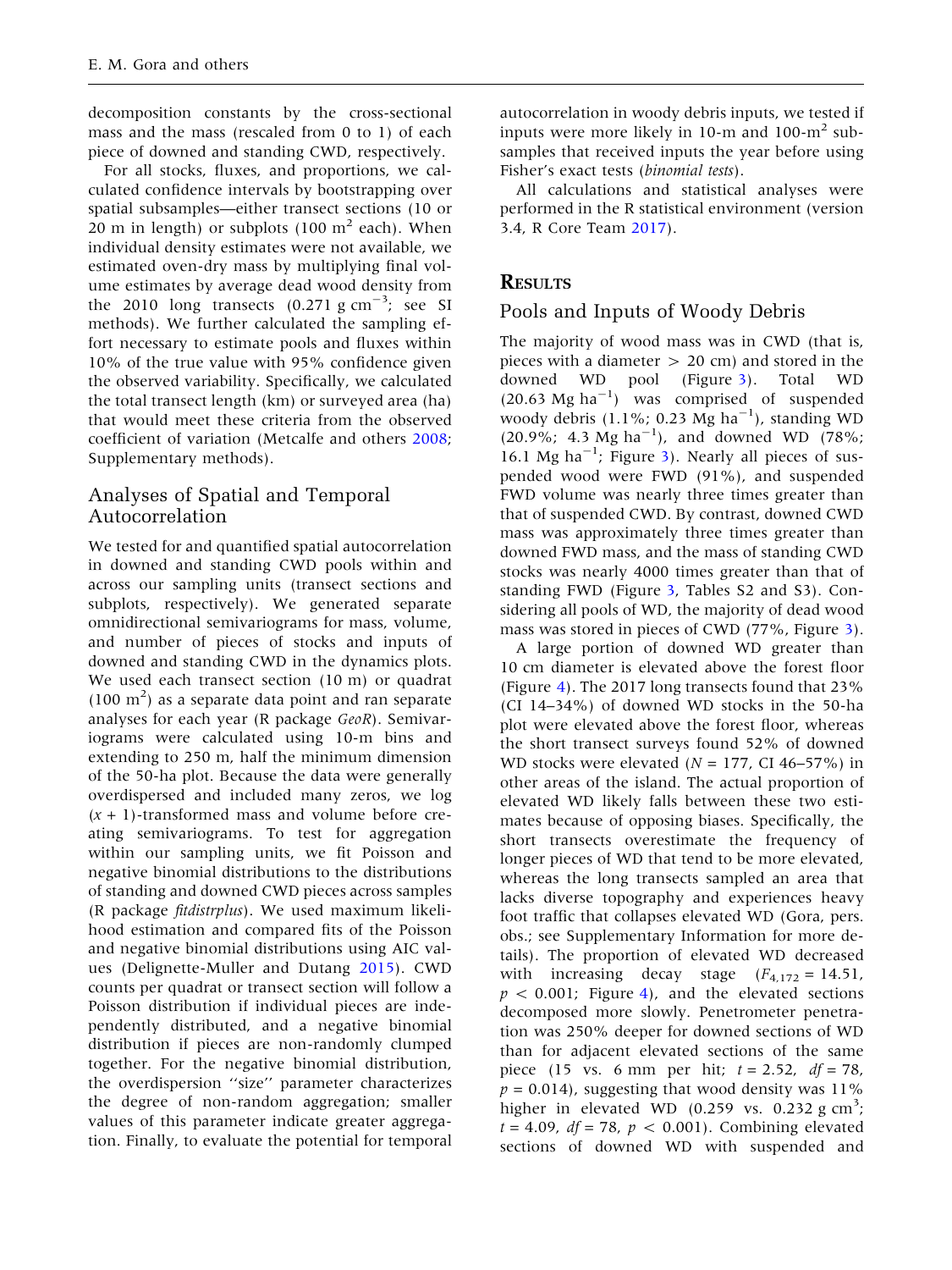decomposition constants by the cross-sectional mass and the mass (rescaled from 0 to 1) of each piece of downed and standing CWD, respectively.

For all stocks, fluxes, and proportions, we calculated confidence intervals by bootstrapping over spatial subsamples—either transect sections (10 or 20 m in length) or subplots (100 $m^2$ each). When individual density estimates were not available, we estimated oven-dry mass by multiplying final volume estimates by average dead wood density from the 2010 long transects (0.271 g $cm^{-3}$; see SI methods). We further calculated the sampling effort necessary to estimate pools and fluxes within 10% of the true value with 95% confidence given the observed variability. Specifically, we calculated the total transect length (km) or surveyed area (ha) that would meet these criteria from the observed coefficient of variation (Metcalfe and others 2008; Supplementary methods).

## Analyses of Spatial and Temporal Autocorrelation

We tested for and quantified spatial autocorrelation in downed and standing CWD pools within and across our sampling units (transect sections and subplots, respectively). We generated separate omnidirectional semivariograms for mass, volume, and number of pieces of stocks and inputs of downed and standing CWD in the dynamics plots. We used each transect section (10 m) or quadrat (100 $m^2$) as a separate data point and ran separate analyses for each year (R package *GeoR*). Semivariograms were calculated using 10-m bins and extending to 250 m, half the minimum dimension of the 50-ha plot. Because the data were generally overdispersed and included many zeros, we log $(x + 1)$-transformed mass and volume before creating semivariograms. To test for aggregation within our sampling units, we fit Poisson and negative binomial distributions to the distributions of standing and downed CWD pieces across samples (R package *fitdistrplus*). We used maximum likelihood estimation and compared fits of the Poisson and negative binomial distributions using AIC values (Delignette-Muller and Dutang 2015). CWD counts per quadrat or transect section will follow a Poisson distribution if individual pieces are independently distributed, and a negative binomial distribution if pieces are non-randomly clumped together. For the negative binomial distribution, the overdispersion ''size'' parameter characterizes the degree of non-random aggregation; smaller values of this parameter indicate greater aggregation. Finally, to evaluate the potential for temporal autocorrelation in woody debris inputs, we tested if inputs were more likely in 10-m and 100-$m^2$ subsamples that received inputs the year before using Fisher's exact tests (*binomial tests*).

All calculations and statistical analyses were performed in the R statistical environment (version 3.4, R Core Team 2017).

# Results

## Pools and Inputs of Woody Debris

The majority of wood mass was in CWD (that is, pieces with a diameter > 20 cm) and stored in the downed WD pool (Figure 3). Total WD (20.63 Mg $ha^{-1}$) was comprised of suspended woody debris (1.1%; 0.23 Mg $ha^{-1}$), standing WD (20.9%; 4.3 Mg $ha^{-1}$), and downed WD (78%; 16.1 Mg $ha^{-1}$; Figure 3). Nearly all pieces of suspended wood were FWD (91%), and suspended FWD volume was nearly three times greater than that of suspended CWD. By contrast, downed CWD mass was approximately three times greater than downed FWD mass, and the mass of standing CWD stocks was nearly 4000 times greater than that of standing FWD (Figure 3, Tables S2 and S3). Considering all pools of WD, the majority of dead wood mass was stored in pieces of CWD (77%, Figure 3).

A large portion of downed WD greater than 10 cm diameter is elevated above the forest floor (Figure 4). The 2017 long transects found that 23% (CI 14–34%) of downed WD stocks in the 50-ha plot were elevated above the forest floor, whereas the short transect surveys found 52% of downed WD stocks were elevated ($N = 177$, CI 46–57%) in other areas of the island. The actual proportion of elevated WD likely falls between these two estimates because of opposing biases. Specifically, the short transects overestimate the frequency of longer pieces of WD that tend to be more elevated, whereas the long transects sampled an area that lacks diverse topography and experiences heavy foot traffic that collapses elevated WD (Gora, pers. obs.; see Supplementary Information for more details). The proportion of elevated WD decreased with increasing decay stage ($F_{4,172} = 14.51$, $p < 0.001$; Figure 4), and the elevated sections decomposed more slowly. Penetrometer penetration was 250% deeper for downed sections of WD than for adjacent elevated sections of the same piece (15 vs. 6 mm per hit; $t = 2.52$, $df = 78$, $p = 0.014$), suggesting that wood density was 11% higher in elevated WD (0.259 vs. 0.232 g $cm^3$; $t = 4.09$, $df = 78$, $p < 0.001$). Combining elevated sections of downed WD with suspended and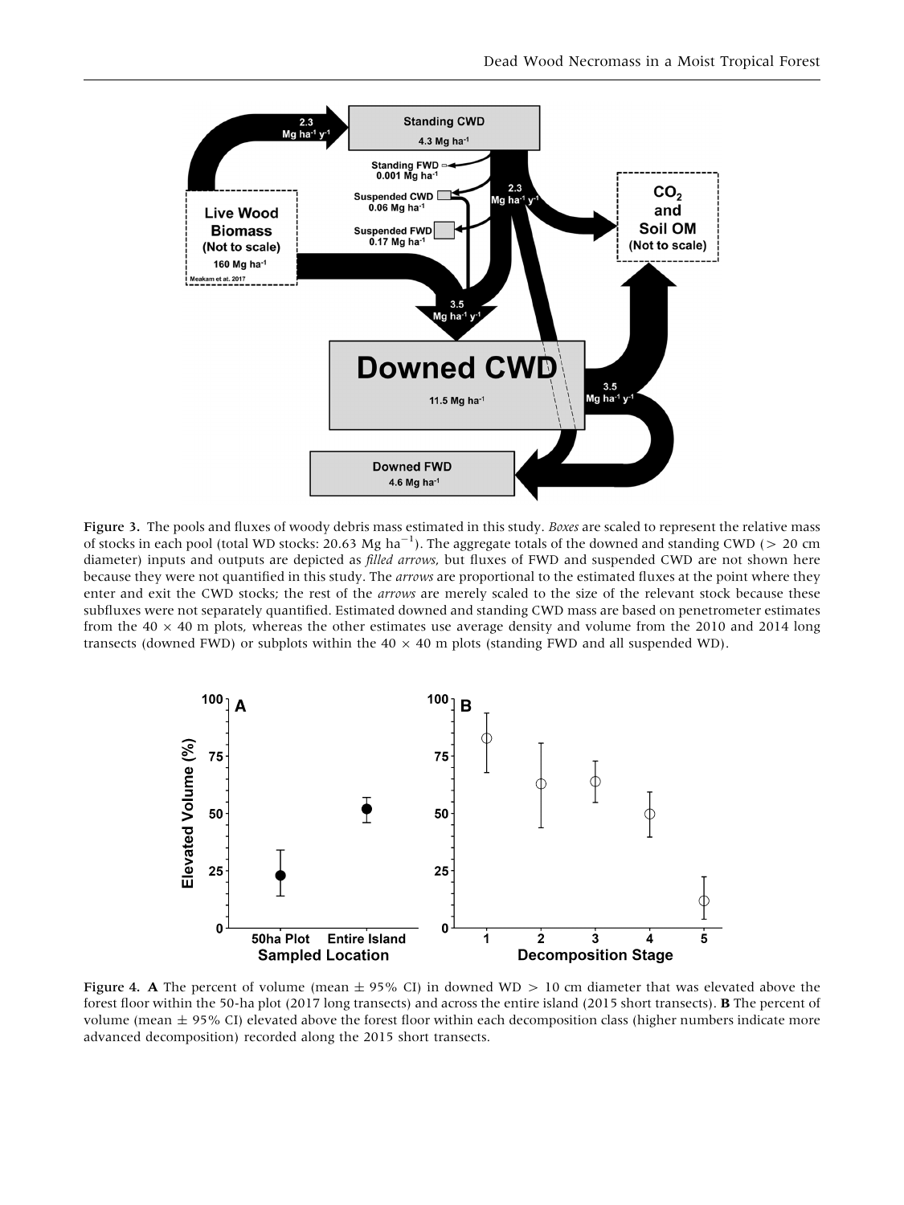Figure 3. The pools and fluxes of woody debris mass estimated in this study. *Boxes* are scaled to represent the relative mass of stocks in each pool (total WD stocks: 20.63 Mg ha$^{-1}$). The aggregate totals of the downed and standing CWD (> 20 cm diameter) inputs and outputs are depicted as *filled arrows*, but fluxes of FWD and suspended CWD are not shown here because they were not quantified in this study. The *arrows* are proportional to the estimated fluxes at the point where they enter and exit the CWD stocks; the rest of the *arrows* are merely scaled to the size of the relevant stock because these subfluxes were not separately quantified. Estimated downed and standing CWD mass are based on penetrometer estimates from the 40 × 40 m plots, whereas the other estimates use average density and volume from the 2010 and 2014 long transects (downed FWD) or subplots within the 40 × 40 m plots (standing FWD and all suspended WD).

Figure 4. **A** The percent of volume (mean ± 95% CI) in downed WD > 10 cm diameter that was elevated above the forest floor within the 50-ha plot (2017 long transects) and across the entire island (2015 short transects). **B** The percent of volume (mean ± 95% CI) elevated above the forest floor within each decomposition class (higher numbers indicate more advanced decomposition) recorded along the 2015 short transects.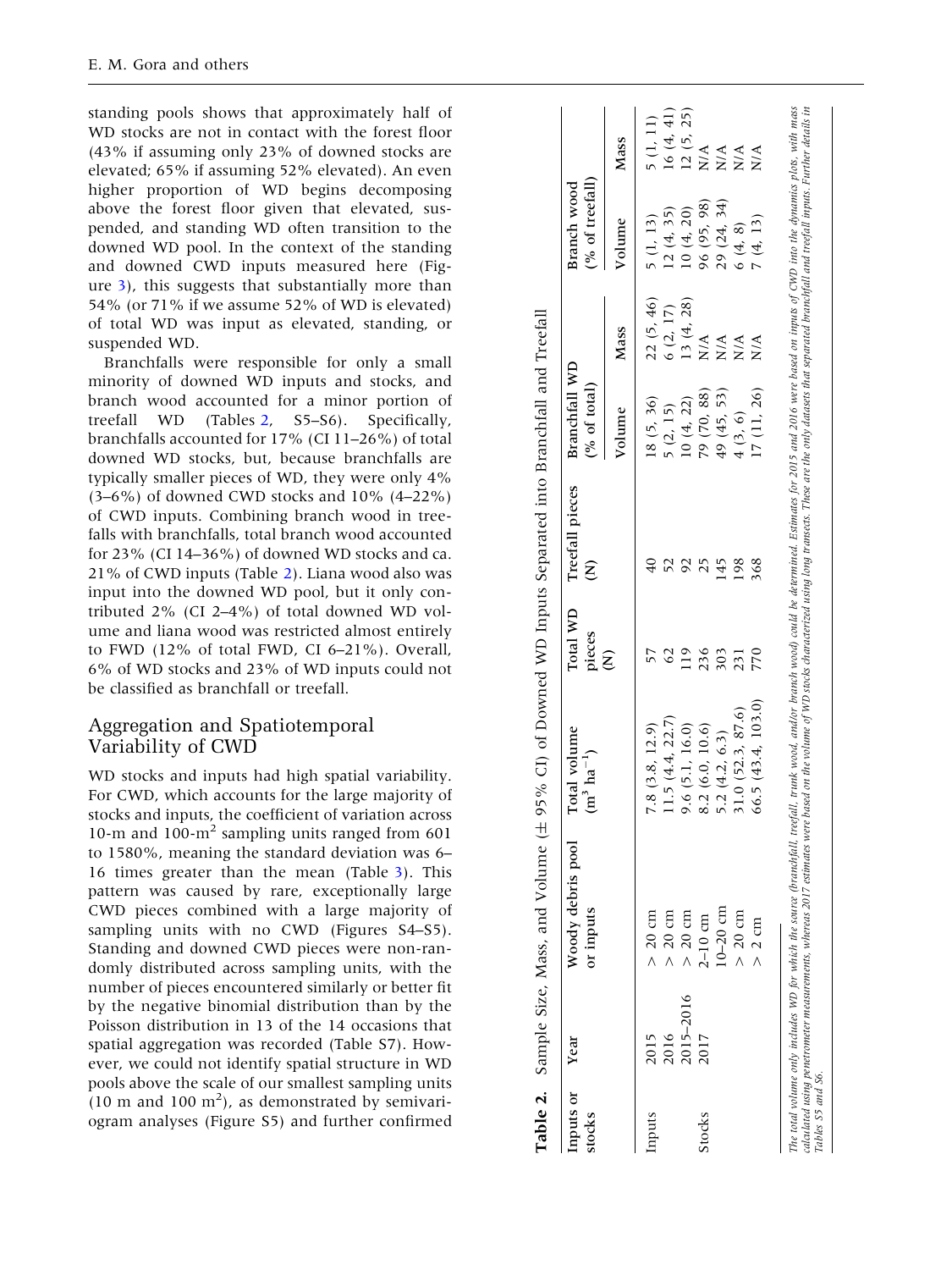standing pools shows that approximately half of WD stocks are not in contact with the forest floor (43% if assuming only 23% of downed stocks are elevated; 65% if assuming 52% elevated). An even higher proportion of WD begins decomposing above the forest floor given that elevated, suspended, and standing WD often transition to the downed WD pool. In the context of the standing and downed CWD inputs measured here (Figure 3), this suggests that substantially more than 54% (or 71% if we assume 52% of WD is elevated) of total WD was input as elevated, standing, or suspended WD.

Branchfalls were responsible for only a small minority of downed WD inputs and stocks, and branch wood accounted for a minor portion of treefall WD (Tables 2, S5–S6). Specifically, branchfalls accounted for 17% (CI 11–26%) of total downed WD stocks, but, because branchfalls are typically smaller pieces of WD, they were only 4% (3–6%) of downed CWD stocks and 10% (4–22%) of CWD inputs. Combining branch wood in treefalls with branchfalls, total branch wood accounted for 23% (CI 14–36%) of downed WD stocks and ca. 21% of CWD inputs (Table 2). Liana wood also was input into the downed WD pool, but it only contributed 2% (CI 2–4%) of total downed WD volume and liana wood was restricted almost entirely to FWD (12% of total FWD, CI 6–21%). Overall, 6% of WD stocks and 23% of WD inputs could not be classified as branchfall or treefall.

## Aggregation and Spatiotemporal Variability of CWD

WD stocks and inputs had high spatial variability. For CWD, which accounts for the large majority of stocks and inputs, the coefficient of variation across 10-m and 100-m$^2$ sampling units ranged from 601 to 1580%, meaning the standard deviation was 6–16 times greater than the mean (Table 3). This pattern was caused by rare, exceptionally large CWD pieces combined with a large majority of sampling units with no CWD (Figures S4–S5). Standing and downed CWD pieces were non-randomly distributed across sampling units, with the number of pieces encountered similarly or better fit by the negative binomial distribution than by the Poisson distribution in 13 of the 14 occasions that spatial aggregation was recorded (Table S7). However, we could not identify spatial structure in WD pools above the scale of our smallest sampling units (10 m and 100 m$^2$), as demonstrated by semivariogram analyses (Figure S5) and further confirmed

**Table 2.** Sample Size, Mass, and Volume (± 95% CI) of Downed WD Inputs Separated into Branchfall and Treefall

| Inputs or stocks | Year | Woody debris pool or inputs | Total volume ($m^3$ $ha^{-1}$) | Total WD pieces (N) | Treefall pieces (N) | Branchfall WD (% of total) | | Branch wood (% of treefall) | |
|---|---|---|---|---|---|---|---|---|---|
| | | | | | | Volume | Mass | Volume | Mass |
| Inputs | 2015 | > 20 cm | 7.8 (3.8, 12.9) | 57 | 40 | 18 (5, 36) | 22 (5, 46) | 5 (1, 13) | 5 (1, 11) |
| | 2016 | > 20 cm | 11.5 (4.4, 22.7) | 62 | 52 | 5 (2, 15) | 6 (2, 17) | 12 (4, 35) | 16 (4, 41) |
| | 2015–2016 | > 20 cm | 9.6 (5.1, 16.0) | 119 | 92 | 10 (4, 22) | 13 (4, 28) | 10 (4, 20) | 12 (5, 25) |
| Stocks | 2017 | 2–10 cm | 8.2 (6.0, 10.6) | 236 | 25 | 79 (70, 88) | N/A | 96 (95, 98) | N/A |
| | | 10–20 cm | 5.2 (4.2, 6.3) | 303 | 145 | 49 (45, 53) | N/A | 29 (24, 34) | N/A |
| | | > 20 cm | 31.0 (52.3, 87.6) | 231 | 198 | 4 (3, 6) | N/A | 6 (4, 8) | N/A |
| | | > 2 cm | 66.5 (43.4, 103.0) | 770 | 368 | 17 (11, 26) | N/A | 7 (4, 13) | N/A |

*The total volume only includes WD for which the source (branchfall, treefall, trunk wood, and/or branch wood) could be determined. Estimates for 2015 and 2016 were based on inputs of CWD into the dynamics plots, with mass calculated using penetrometer measurements, whereas 2017 estimates were based on the volume of WD stocks characterized using long transects. These are the only datasets that separated branchfall and treefall inputs. Further details in Tables S5 and S6.*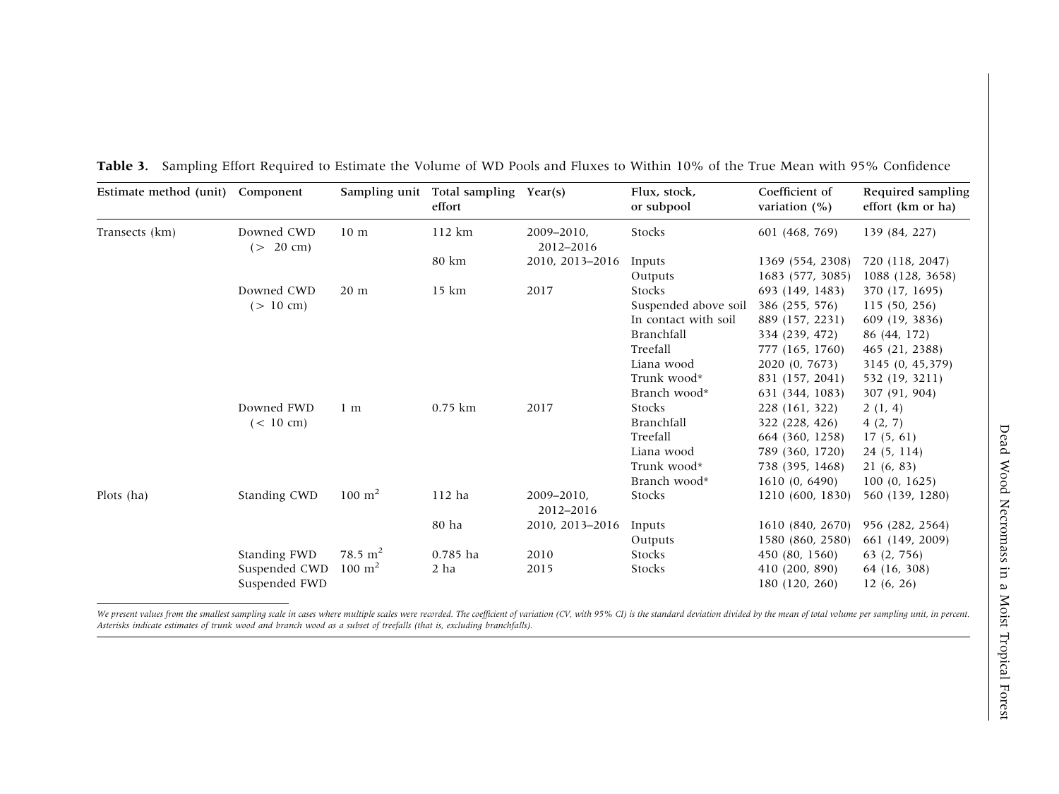**Table 3.** Sampling Effort Required to Estimate the Volume of WD Pools and Fluxes to Within 10% of the True Mean with 95% Confidence

| Estimate method (unit) | Component | Sampling unit | Total sampling effort | Year(s) | Flux, stock, or subpool | Coefficient of variation (%) | Required sampling effort (km or ha) |
|---|---|---|---|---|---|---|---|
| Transects (km) | Downed CWD (> 20 cm) | 10 m | 112 km | 2009–2010, 2012–2016 | Stocks | 601 (468, 769) | 139 (84, 227) |
| | | | 80 km | 2010, 2013–2016 | Inputs | 1369 (554, 2308) | 720 (118, 2047) |
| | | | | | Outputs | 1683 (577, 3085) | 1088 (128, 3658) |
| | Downed CWD (> 10 cm) | 20 m | 15 km | 2017 | Stocks | 693 (149, 1483) | 370 (17, 1695) |
| | | | | | Suspended above soil | 386 (255, 576) | 115 (50, 256) |
| | | | | | In contact with soil | 889 (157, 2231) | 609 (19, 3836) |
| | | | | | Branchfall | 334 (239, 472) | 86 (44, 172) |
| | | | | | Treefall | 777 (165, 1760) | 465 (21, 2388) |
| | | | | | Liana wood | 2020 (0, 7673) | 3145 (0, 45,379) |
| | | | | | Trunk wood* | 831 (157, 2041) | 532 (19, 3211) |
| | | | | | Branch wood* | 631 (344, 1083) | 307 (91, 904) |
| | Downed FWD (< 10 cm) | 1 m | 0.75 km | 2017 | Stocks | 228 (161, 322) | 2 (1, 4) |
| | | | | | Branchfall | 322 (228, 426) | 4 (2, 7) |
| | | | | | Treefall | 664 (360, 1258) | 17 (5, 61) |
| | | | | | Liana wood | 789 (360, 1720) | 24 (5, 114) |
| | | | | | Trunk wood* | 738 (395, 1468) | 21 (6, 83) |
| | | | | | Branch wood* | 1610 (0, 6490) | 100 (0, 1625) |
| Plots (ha) | Standing CWD | 100 $m^2$ | 112 ha | 2009–2010, 2012–2016 | Stocks | 1210 (600, 1830) | 560 (139, 1280) |
| | | | 80 ha | 2010, 2013–2016 | Inputs | 1610 (840, 2670) | 956 (282, 2564) |
| | | | | | Outputs | 1580 (860, 2580) | 661 (149, 2009) |
| | Standing FWD | 78.5 $m^2$ | 0.785 ha | 2010 | Stocks | 450 (80, 1560) | 63 (2, 756) |
| | Suspended CWD | 100 $m^2$ | 2 ha | 2015 | Stocks | 410 (200, 890) | 64 (16, 308) |
| | Suspended FWD | | | | | 180 (120, 260) | 12 (6, 26) |

*We present values from the smallest sampling scale in cases where multiple scales were recorded. The coefficient of variation (CV, with 95% CI) is the standard deviation divided by the mean of total volume per sampling unit, in percent. Asterisks indicate estimates of trunk wood and branch wood as a subset of treefalls (that is, excluding branchfalls).*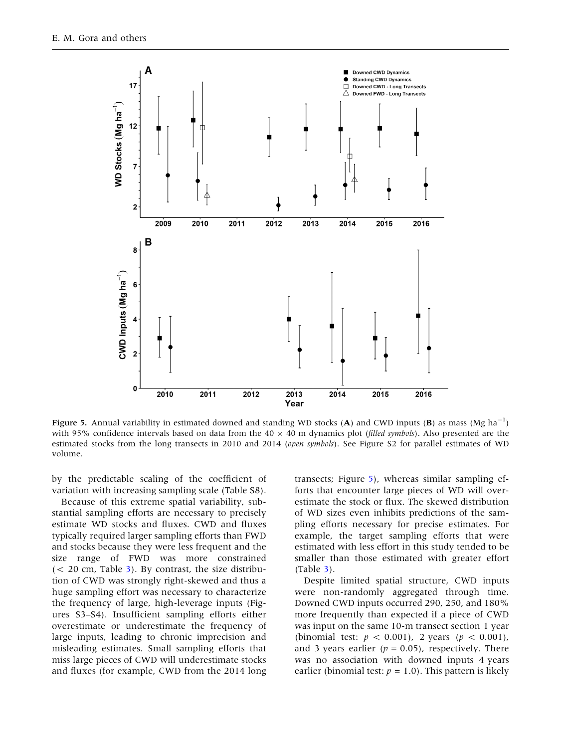Figure 5. Annual variability in estimated downed and standing WD stocks (**A**) and CWD inputs (**B**) as mass (Mg ha$^{-1}$) with 95% confidence intervals based on data from the 40 × 40 m dynamics plot (*filled symbols*). Also presented are the estimated stocks from the long transects in 2010 and 2014 (*open symbols*). See Figure S2 for parallel estimates of WD volume.

by the predictable scaling of the coefficient of variation with increasing sampling scale (Table S8).

Because of this extreme spatial variability, substantial sampling efforts are necessary to precisely estimate WD stocks and fluxes. CWD and fluxes typically required larger sampling efforts than FWD and stocks because they were less frequent and the size range of FWD was more constrained (< 20 cm, Table 3). By contrast, the size distribution of CWD was strongly right-skewed and thus a huge sampling effort was necessary to characterize the frequency of large, high-leverage inputs (Figures S3–S4). Insufficient sampling efforts either overestimate or underestimate the frequency of large inputs, leading to chronic imprecision and misleading estimates. Small sampling efforts that miss large pieces of CWD will underestimate stocks and fluxes (for example, CWD from the 2014 long transects; Figure 5), whereas similar sampling efforts that encounter large pieces of WD will overestimate the stock or flux. The skewed distribution of WD sizes even inhibits predictions of the sampling efforts necessary for precise estimates. For example, the target sampling efforts that were estimated with less effort in this study tended to be smaller than those estimated with greater effort (Table 3).

Despite limited spatial structure, CWD inputs were non-randomly aggregated through time. Downed CWD inputs occurred 290, 250, and 180% more frequently than expected if a piece of CWD was input on the same 10-m transect section 1 year (binomial test: $p < 0.001$), 2 years ($p < 0.001$), and 3 years earlier ($p = 0.05$), respectively. There was no association with downed inputs 4 years earlier (binomial test: $p = 1.0$). This pattern is likely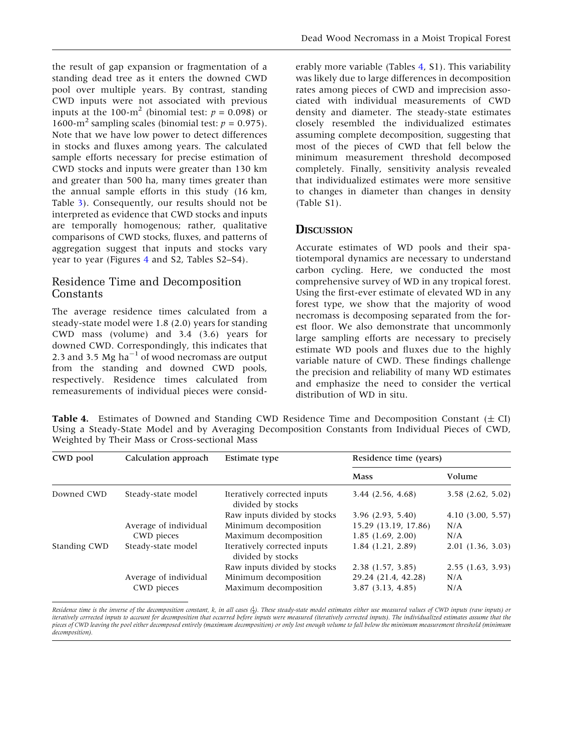the result of gap expansion or fragmentation of a standing dead tree as it enters the downed CWD pool over multiple years. By contrast, standing CWD inputs were not associated with previous inputs at the 100-m$^2$ (binomial test: $p = 0.098$) or 1600-m$^2$ sampling scales (binomial test: $p = 0.975$). Note that we have low power to detect differences in stocks and fluxes among years. The calculated sample efforts necessary for precise estimation of CWD stocks and inputs were greater than 130 km and greater than 500 ha, many times greater than the annual sample efforts in this study (16 km, Table 3). Consequently, our results should not be interpreted as evidence that CWD stocks and inputs are temporally homogenous; rather, qualitative comparisons of CWD stocks, fluxes, and patterns of aggregation suggest that inputs and stocks vary year to year (Figures 4 and S2, Tables S2–S4).

## Residence Time and Decomposition Constants

The average residence times calculated from a steady-state model were 1.8 (2.0) years for standing CWD mass (volume) and 3.4 (3.6) years for downed CWD. Correspondingly, this indicates that 2.3 and 3.5 Mg ha$^{-1}$ of wood necromass are output from the standing and downed CWD pools, respectively. Residence times calculated from remeasurements of individual pieces were considerably more variable (Tables 4, S1). This variability was likely due to large differences in decomposition rates among pieces of CWD and imprecision associated with individual measurements of CWD density and diameter. The steady-state estimates closely resembled the individualized estimates assuming complete decomposition, suggesting that most of the pieces of CWD that fell below the minimum measurement threshold decomposed completely. Finally, sensitivity analysis revealed that individualized estimates were more sensitive to changes in diameter than changes in density (Table S1).

## Discussion

Accurate estimates of WD pools and their spatiotemporal dynamics are necessary to understand carbon cycling. Here, we conducted the most comprehensive survey of WD in any tropical forest. Using the first-ever estimate of elevated WD in any forest type, we show that the majority of wood necromass is decomposing separated from the forest floor. We also demonstrate that uncommonly large sampling efforts are necessary to precisely estimate WD pools and fluxes due to the highly variable nature of CWD. These findings challenge the precision and reliability of many WD estimates and emphasize the need to consider the vertical distribution of WD in situ.

**Table 4.** Estimates of Downed and Standing CWD Residence Time and Decomposition Constant (± CI) Using a Steady-State Model and by Averaging Decomposition Constants from Individual Pieces of CWD, Weighted by Their Mass or Cross-sectional Mass

| CWD pool | Calculation approach | Estimate type | Residence time (years) | |
|---|---|---|---|---|
| | | | Mass | Volume |
| Downed CWD | Steady-state model | Iteratively corrected inputs divided by stocks | 3.44 (2.56, 4.68) | 3.58 (2.62, 5.02) |
| | | Raw inputs divided by stocks | 3.96 (2.93, 5.40) | 4.10 (3.00, 5.57) |
| | Average of individual CWD pieces | Minimum decomposition | 15.29 (13.19, 17.86) | N/A |
| | | Maximum decomposition | 1.85 (1.69, 2.00) | N/A |
| Standing CWD | Steady-state model | Iteratively corrected inputs divided by stocks | 1.84 (1.21, 2.89) | 2.01 (1.36, 3.03) |
| | | Raw inputs divided by stocks | 2.38 (1.57, 3.85) | 2.55 (1.63, 3.93) |
| | Average of individual CWD pieces | Minimum decomposition | 29.24 (21.4, 42.28) | N/A |
| | | Maximum decomposition | 3.87 (3.13, 4.85) | N/A |

*Residence time is the inverse of the decomposition constant, k, in all cases ($\frac{1}{k}$). These steady-state model estimates either use measured values of CWD inputs (raw inputs) or iteratively corrected inputs to account for decomposition that occurred before inputs were measured (iteratively corrected inputs). The individualized estimates assume that the pieces of CWD leaving the pool either decomposed entirely (maximum decomposition) or only lost enough volume to fall below the minimum measurement threshold (minimum decomposition).*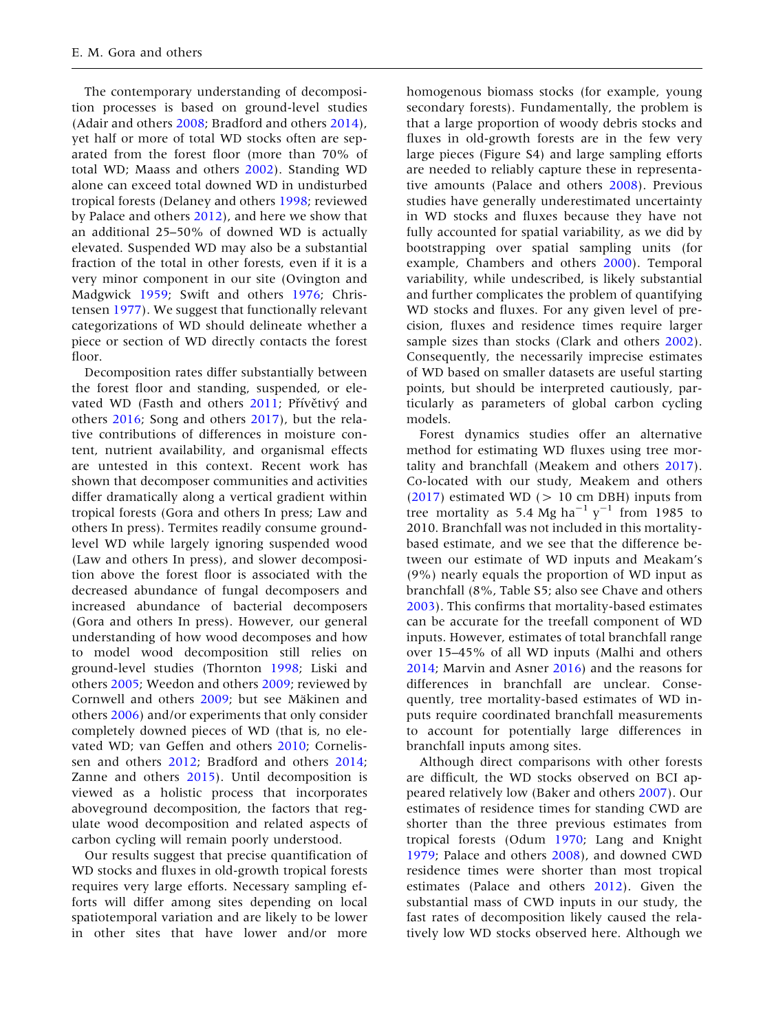The contemporary understanding of decomposition processes is based on ground-level studies (Adair and others 2008; Bradford and others 2014), yet half or more of total WD stocks often are separated from the forest floor (more than 70% of total WD; Maass and others 2002). Standing WD alone can exceed total downed WD in undisturbed tropical forests (Delaney and others 1998; reviewed by Palace and others 2012), and here we show that an additional 25–50% of downed WD is actually elevated. Suspended WD may also be a substantial fraction of the total in other forests, even if it is a very minor component in our site (Ovington and Madgwick 1959; Swift and others 1976; Christensen 1977). We suggest that functionally relevant categorizations of WD should delineate whether a piece or section of WD directly contacts the forest floor.

Decomposition rates differ substantially between the forest floor and standing, suspended, or elevated WD (Fasth and others 2011; Přívětivý and others 2016; Song and others 2017), but the relative contributions of differences in moisture content, nutrient availability, and organismal effects are untested in this context. Recent work has shown that decomposer communities and activities differ dramatically along a vertical gradient within tropical forests (Gora and others In press; Law and others In press). Termites readily consume ground-level WD while largely ignoring suspended wood (Law and others In press), and slower decomposition above the forest floor is associated with the decreased abundance of fungal decomposers and increased abundance of bacterial decomposers (Gora and others In press). However, our general understanding of how wood decomposes and how to model wood decomposition still relies on ground-level studies (Thornton 1998; Liski and others 2005; Weedon and others 2009; reviewed by Cornwell and others 2009; but see Mäkinen and others 2006) and/or experiments that only consider completely downed pieces of WD (that is, no elevated WD; van Geffen and others 2010; Cornelissen and others 2012; Bradford and others 2014; Zanne and others 2015). Until decomposition is viewed as a holistic process that incorporates aboveground decomposition, the factors that regulate wood decomposition and related aspects of carbon cycling will remain poorly understood.

Our results suggest that precise quantification of WD stocks and fluxes in old-growth tropical forests requires very large efforts. Necessary sampling efforts will differ among sites depending on local spatiotemporal variation and are likely to be lower in other sites that have lower and/or more homogenous biomass stocks (for example, young secondary forests). Fundamentally, the problem is that a large proportion of woody debris stocks and fluxes in old-growth forests are in the few very large pieces (Figure S4) and large sampling efforts are needed to reliably capture these in representative amounts (Palace and others 2008). Previous studies have generally underestimated uncertainty in WD stocks and fluxes because they have not fully accounted for spatial variability, as we did by bootstrapping over spatial sampling units (for example, Chambers and others 2000). Temporal variability, while undescribed, is likely substantial and further complicates the problem of quantifying WD stocks and fluxes. For any given level of precision, fluxes and residence times require larger sample sizes than stocks (Clark and others 2002). Consequently, the necessarily imprecise estimates of WD based on smaller datasets are useful starting points, but should be interpreted cautiously, particularly as parameters of global carbon cycling models.

Forest dynamics studies offer an alternative method for estimating WD fluxes using tree mortality and branchfall (Meakem and others 2017). Co-located with our study, Meakem and others (2017) estimated WD (> 10 cm DBH) inputs from tree mortality as 5.4 Mg $ha^{-1}$ $y^{-1}$ from 1985 to 2010. Branchfall was not included in this mortality-based estimate, and we see that the difference between our estimate of WD inputs and Meakam's (9%) nearly equals the proportion of WD input as branchfall (8%, Table S5; also see Chave and others 2003). This confirms that mortality-based estimates can be accurate for the treefall component of WD inputs. However, estimates of total branchfall range over 15–45% of all WD inputs (Malhi and others 2014; Marvin and Asner 2016) and the reasons for differences in branchfall are unclear. Consequently, tree mortality-based estimates of WD inputs require coordinated branchfall measurements to account for potentially large differences in branchfall inputs among sites.

Although direct comparisons with other forests are difficult, the WD stocks observed on BCI appeared relatively low (Baker and others 2007). Our estimates of residence times for standing CWD are shorter than the three previous estimates from tropical forests (Odum 1970; Lang and Knight 1979; Palace and others 2008), and downed CWD residence times were shorter than most tropical estimates (Palace and others 2012). Given the substantial mass of CWD inputs in our study, the fast rates of decomposition likely caused the relatively low WD stocks observed here. Although we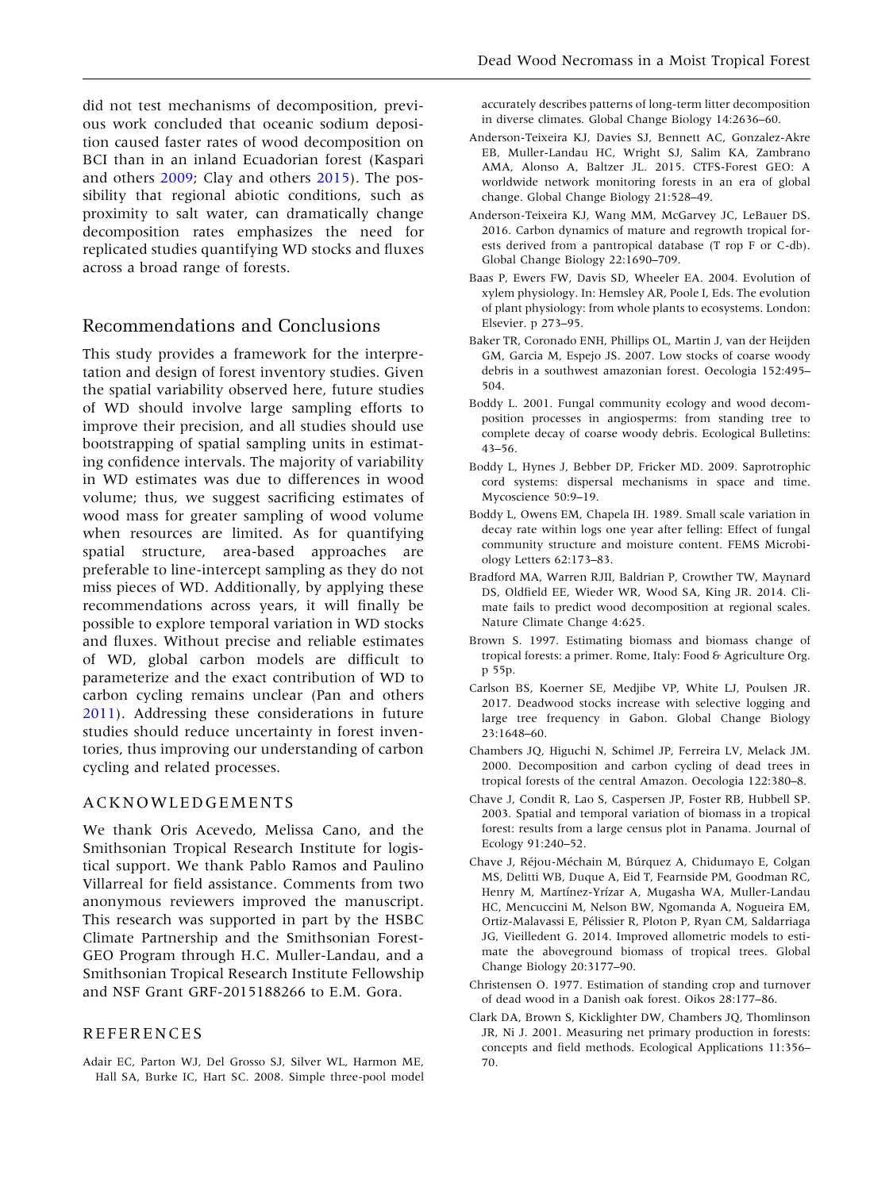did not test mechanisms of decomposition, previous work concluded that oceanic sodium deposition caused faster rates of wood decomposition on BCI than in an inland Ecuadorian forest (Kaspari and others 2009; Clay and others 2015). The possibility that regional abiotic conditions, such as proximity to salt water, can dramatically change decomposition rates emphasizes the need for replicated studies quantifying WD stocks and fluxes across a broad range of forests.

## Recommendations and Conclusions

This study provides a framework for the interpretation and design of forest inventory studies. Given the spatial variability observed here, future studies of WD should involve large sampling efforts to improve their precision, and all studies should use bootstrapping of spatial sampling units in estimating confidence intervals. The majority of variability in WD estimates was due to differences in wood volume; thus, we suggest sacrificing estimates of wood mass for greater sampling of wood volume when resources are limited. As for quantifying spatial structure, area-based approaches are preferable to line-intercept sampling as they do not miss pieces of WD. Additionally, by applying these recommendations across years, it will finally be possible to explore temporal variation in WD stocks and fluxes. Without precise and reliable estimates of WD, global carbon models are difficult to parameterize and the exact contribution of WD to carbon cycling remains unclear (Pan and others 2011). Addressing these considerations in future studies should reduce uncertainty in forest inventories, thus improving our understanding of carbon cycling and related processes.

### ACKNOWLEDGEMENTS

We thank Oris Acevedo, Melissa Cano, and the Smithsonian Tropical Research Institute for logistical support. We thank Pablo Ramos and Paulino Villarreal for field assistance. Comments from two anonymous reviewers improved the manuscript. This research was supported in part by the HSBC Climate Partnership and the Smithsonian Forest-GEO Program through H.C. Muller-Landau, and a Smithsonian Tropical Research Institute Fellowship and NSF Grant GRF-2015188266 to E.M. Gora.

### REFERENCES

Adair EC, Parton WJ, Del Grosso SJ, Silver WL, Harmon ME, Hall SA, Burke IC, Hart SC. 2008. Simple three-pool model accurately describes patterns of long-term litter decomposition in diverse climates. Global Change Biology 14:2636–60.

Anderson-Teixeira KJ, Davies SJ, Bennett AC, Gonzalez-Akre EB, Muller-Landau HC, Wright SJ, Salim KA, Zambrano AMA, Alonso A, Baltzer JL. 2015. CTFS-Forest GEO: A worldwide network monitoring forests in an era of global change. Global Change Biology 21:528–49.

Anderson-Teixeira KJ, Wang MM, McGarvey JC, LeBauer DS. 2016. Carbon dynamics of mature and regrowth tropical forests derived from a pantropical database (T rop F or C-db). Global Change Biology 22:1690–709.

Baas P, Ewers FW, Davis SD, Wheeler EA. 2004. Evolution of xylem physiology. In: Hemsley AR, Poole I, Eds. The evolution of plant physiology: from whole plants to ecosystems. London: Elsevier. p 273–95.

Baker TR, Coronado ENH, Phillips OL, Martin J, van der Heijden GM, Garcia M, Espejo JS. 2007. Low stocks of coarse woody debris in a southwest amazonian forest. Oecologia 152:495–504.

Boddy L. 2001. Fungal community ecology and wood decomposition processes in angiosperms: from standing tree to complete decay of coarse woody debris. Ecological Bulletins: 43–56.

Boddy L, Hynes J, Bebber DP, Fricker MD. 2009. Saprotrophic cord systems: dispersal mechanisms in space and time. Mycoscience 50:9–19.

Boddy L, Owens EM, Chapela IH. 1989. Small scale variation in decay rate within logs one year after felling: Effect of fungal community structure and moisture content. FEMS Microbiology Letters 62:173–83.

Bradford MA, Warren RJII, Baldrian P, Crowther TW, Maynard DS, Oldfield EE, Wieder WR, Wood SA, King JR. 2014. Climate fails to predict wood decomposition at regional scales. Nature Climate Change 4:625.

Brown S. 1997. Estimating biomass and biomass change of tropical forests: a primer. Rome, Italy: Food & Agriculture Org. p 55p.

Carlson BS, Koerner SE, Medjibe VP, White LJ, Poulsen JR. 2017. Deadwood stocks increase with selective logging and large tree frequency in Gabon. Global Change Biology 23:1648–60.

Chambers JQ, Higuchi N, Schimel JP, Ferreira LV, Melack JM. 2000. Decomposition and carbon cycling of dead trees in tropical forests of the central Amazon. Oecologia 122:380–8.

Chave J, Condit R, Lao S, Caspersen JP, Foster RB, Hubbell SP. 2003. Spatial and temporal variation of biomass in a tropical forest: results from a large census plot in Panama. Journal of Ecology 91:240–52.

Chave J, Réjou-Méchain M, Búrquez A, Chidumayo E, Colgan MS, Delitti WB, Duque A, Eid T, Fearnside PM, Goodman RC, Henry M, Martínez-Yrízar A, Mugasha WA, Muller-Landau HC, Mencuccini M, Nelson BW, Ngomanda A, Nogueira EM, Ortiz-Malavassi E, Pélissier R, Ploton P, Ryan CM, Saldarriaga JG, Vieilledent G. 2014. Improved allometric models to estimate the aboveground biomass of tropical trees. Global Change Biology 20:3177–90.

Christensen O. 1977. Estimation of standing crop and turnover of dead wood in a Danish oak forest. Oikos 28:177–86.

Clark DA, Brown S, Kicklighter DW, Chambers JQ, Thomlinson JR, Ni J. 2001. Measuring net primary production in forests: concepts and field methods. Ecological Applications 11:356–70.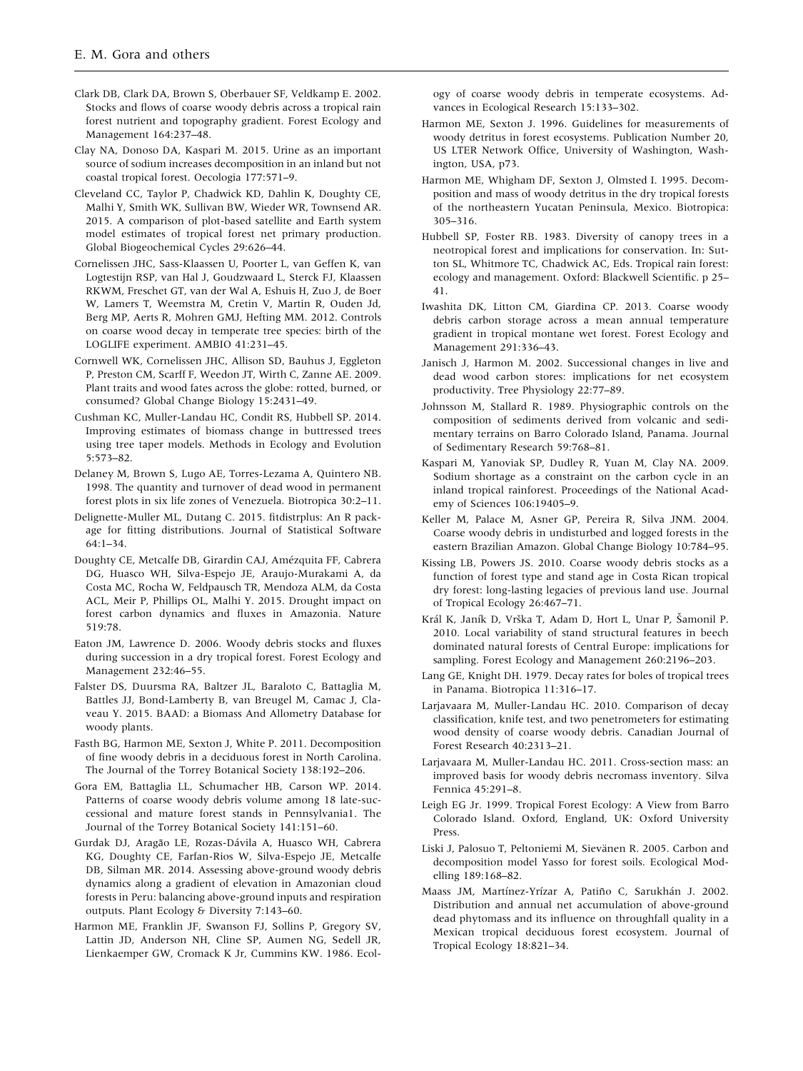Clark DB, Clark DA, Brown S, Oberbauer SF, Veldkamp E. 2002. Stocks and flows of coarse woody debris across a tropical rain forest nutrient and topography gradient. Forest Ecology and Management 164:237–48.

Clay NA, Donoso DA, Kaspari M. 2015. Urine as an important source of sodium increases decomposition in an inland but not coastal tropical forest. Oecologia 177:571–9.

Cleveland CC, Taylor P, Chadwick KD, Dahlin K, Doughty CE, Malhi Y, Smith WK, Sullivan BW, Wieder WR, Townsend AR. 2015. A comparison of plot-based satellite and Earth system model estimates of tropical forest net primary production. Global Biogeochemical Cycles 29:626–44.

Cornelissen JHC, Sass-Klaassen U, Poorter L, van Geffen K, van Logtestijn RSP, van Hal J, Goudzwaard L, Sterck FJ, Klaassen RKWM, Freschet GT, van der Wal A, Eshuis H, Zuo J, de Boer W, Lamers T, Weemstra M, Cretin V, Martin R, Ouden Jd, Berg MP, Aerts R, Mohren GMJ, Hefting MM. 2012. Controls on coarse wood decay in temperate tree species: birth of the LOGLIFE experiment. AMBIO 41:231–45.

Cornwell WK, Cornelissen JHC, Allison SD, Bauhus J, Eggleton P, Preston CM, Scarff F, Weedon JT, Wirth C, Zanne AE. 2009. Plant traits and wood fates across the globe: rotted, burned, or consumed? Global Change Biology 15:2431–49.

Cushman KC, Muller-Landau HC, Condit RS, Hubbell SP. 2014. Improving estimates of biomass change in buttressed trees using tree taper models. Methods in Ecology and Evolution 5:573–82.

Delaney M, Brown S, Lugo AE, Torres-Lezama A, Quintero NB. 1998. The quantity and turnover of dead wood in permanent forest plots in six life zones of Venezuela. Biotropica 30:2–11.

Delignette-Muller ML, Dutang C. 2015. fitdistrplus: An R package for fitting distributions. Journal of Statistical Software 64:1–34.

Doughty CE, Metcalfe DB, Girardin CAJ, Amézquita FF, Cabrera DG, Huasco WH, Silva-Espejo JE, Araujo-Murakami A, da Costa MC, Rocha W, Feldpausch TR, Mendoza ALM, da Costa ACL, Meir P, Phillips OL, Malhi Y. 2015. Drought impact on forest carbon dynamics and fluxes in Amazonia. Nature 519:78.

Eaton JM, Lawrence D. 2006. Woody debris stocks and fluxes during succession in a dry tropical forest. Forest Ecology and Management 232:46–55.

Falster DS, Duursma RA, Baltzer JL, Baraloto C, Battaglia M, Battles JJ, Bond-Lamberty B, van Breugel M, Camac J, Claveau Y. 2015. BAAD: a Biomass And Allometry Database for woody plants.

Fasth BG, Harmon ME, Sexton J, White P. 2011. Decomposition of fine woody debris in a deciduous forest in North Carolina. The Journal of the Torrey Botanical Society 138:192–206.

Gora EM, Battaglia LL, Schumacher HB, Carson WP. 2014. Patterns of coarse woody debris volume among 18 late-successional and mature forest stands in Pennsylvania1. The Journal of the Torrey Botanical Society 141:151–60.

Gurdak DJ, Aragão LE, Rozas-Dávila A, Huasco WH, Cabrera KG, Doughty CE, Farfan-Rios W, Silva-Espejo JE, Metcalfe DB, Silman MR. 2014. Assessing above-ground woody debris dynamics along a gradient of elevation in Amazonian cloud forests in Peru: balancing above-ground inputs and respiration outputs. Plant Ecology & Diversity 7:143–60.

Harmon ME, Franklin JF, Swanson FJ, Sollins P, Gregory SV, Lattin JD, Anderson NH, Cline SP, Aumen NG, Sedell JR, Lienkaemper GW, Cromack K Jr, Cummins KW. 1986. Ecology of coarse woody debris in temperate ecosystems. Advances in Ecological Research 15:133–302.

Harmon ME, Sexton J. 1996. Guidelines for measurements of woody detritus in forest ecosystems. Publication Number 20, US LTER Network Office, University of Washington, Washington, USA, p73.

Harmon ME, Whigham DF, Sexton J, Olmsted I. 1995. Decomposition and mass of woody detritus in the dry tropical forests of the northeastern Yucatan Peninsula, Mexico. Biotropica: 305–316.

Hubbell SP, Foster RB. 1983. Diversity of canopy trees in a neotropical forest and implications for conservation. In: Sutton SL, Whitmore TC, Chadwick AC, Eds. Tropical rain forest: ecology and management. Oxford: Blackwell Scientific. p 25–41.

Iwashita DK, Litton CM, Giardina CP. 2013. Coarse woody debris carbon storage across a mean annual temperature gradient in tropical montane wet forest. Forest Ecology and Management 291:336–43.

Janisch J, Harmon M. 2002. Successional changes in live and dead wood carbon stores: implications for net ecosystem productivity. Tree Physiology 22:77–89.

Johnsson M, Stallard R. 1989. Physiographic controls on the composition of sediments derived from volcanic and sedimentary terrains on Barro Colorado Island, Panama. Journal of Sedimentary Research 59:768–81.

Kaspari M, Yanoviak SP, Dudley R, Yuan M, Clay NA. 2009. Sodium shortage as a constraint on the carbon cycle in an inland tropical rainforest. Proceedings of the National Academy of Sciences 106:19405–9.

Keller M, Palace M, Asner GP, Pereira R, Silva JNM. 2004. Coarse woody debris in undisturbed and logged forests in the eastern Brazilian Amazon. Global Change Biology 10:784–95.

Kissing LB, Powers JS. 2010. Coarse woody debris stocks as a function of forest type and stand age in Costa Rican tropical dry forest: long-lasting legacies of previous land use. Journal of Tropical Ecology 26:467–71.

Král K, Janík D, Vrška T, Adam D, Hort L, Unar P, Šamonil P. 2010. Local variability of stand structural features in beech dominated natural forests of Central Europe: implications for sampling. Forest Ecology and Management 260:2196–203.

Lang GE, Knight DH. 1979. Decay rates for boles of tropical trees in Panama. Biotropica 11:316–17.

Larjavaara M, Muller-Landau HC. 2010. Comparison of decay classification, knife test, and two penetrometers for estimating wood density of coarse woody debris. Canadian Journal of Forest Research 40:2313–21.

Larjavaara M, Muller-Landau HC. 2011. Cross-section mass: an improved basis for woody debris necromass inventory. Silva Fennica 45:291–8.

Leigh EG Jr. 1999. Tropical Forest Ecology: A View from Barro Colorado Island. Oxford, England, UK: Oxford University Press.

Liski J, Palosuo T, Peltoniemi M, Sievänen R. 2005. Carbon and decomposition model Yasso for forest soils. Ecological Modelling 189:168–82.

Maass JM, Martínez-Yrízar A, Patiño C, Sarukhán J. 2002. Distribution and annual net accumulation of above-ground dead phytomass and its influence on throughfall quality in a Mexican tropical deciduous forest ecosystem. Journal of Tropical Ecology 18:821–34.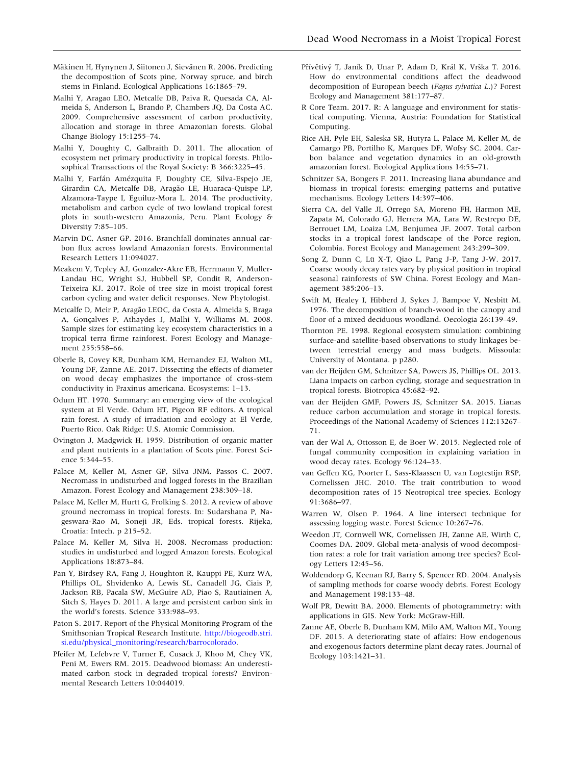Mäkinen H, Hynynen J, Siitonen J, Sievänen R. 2006. Predicting the decomposition of Scots pine, Norway spruce, and birch stems in Finland. Ecological Applications 16:1865–79.

Malhi Y, Aragao LEO, Metcalfe DB, Paiva R, Quesada CA, Almeida S, Anderson L, Brando P, Chambers JQ, Da Costa AC. 2009. Comprehensive assessment of carbon productivity, allocation and storage in three Amazonian forests. Global Change Biology 15:1255–74.

Malhi Y, Doughty C, Galbraith D. 2011. The allocation of ecosystem net primary productivity in tropical forests. Philosophical Transactions of the Royal Society: B 366:3225–45.

Malhi Y, Farfán Amézquita F, Doughty CE, Silva-Espejo JE, Girardin CA, Metcalfe DB, Aragão LE, Huaraca-Quispe LP, Alzamora-Taype I, Eguiluz-Mora L. 2014. The productivity, metabolism and carbon cycle of two lowland tropical forest plots in south-western Amazonia, Peru. Plant Ecology & Diversity 7:85–105.

Marvin DC, Asner GP. 2016. Branchfall dominates annual carbon flux across lowland Amazonian forests. Environmental Research Letters 11:094027.

Meakem V, Tepley AJ, Gonzalez-Akre EB, Herrmann V, Muller-Landau HC, Wright SJ, Hubbell SP, Condit R, Anderson-Teixeira KJ. 2017. Role of tree size in moist tropical forest carbon cycling and water deficit responses. New Phytologist.

Metcalfe D, Meir P, Aragão LEOC, da Costa A, Almeida S, Braga A, Gonçalves P, Athaydes J, Malhi Y, Williams M. 2008. Sample sizes for estimating key ecosystem characteristics in a tropical terra firme rainforest. Forest Ecology and Management 255:558–66.

Oberle B, Covey KR, Dunham KM, Hernandez EJ, Walton ML, Young DF, Zanne AE. 2017. Dissecting the effects of diameter on wood decay emphasizes the importance of cross-stem conductivity in Fraxinus americana. Ecosystems: 1–13.

Odum HT. 1970. Summary: an emerging view of the ecological system at El Verde. Odum HT, Pigeon RF editors. A tropical rain forest. A study of irradiation and ecology at El Verde, Puerto Rico. Oak Ridge: U.S. Atomic Commission.

Ovington J, Madgwick H. 1959. Distribution of organic matter and plant nutrients in a plantation of Scots pine. Forest Science 5:344–55.

Palace M, Keller M, Asner GP, Silva JNM, Passos C. 2007. Necromass in undisturbed and logged forests in the Brazilian Amazon. Forest Ecology and Management 238:309–18.

Palace M, Keller M, Hurtt G, Frolking S. 2012. A review of above ground necromass in tropical forests. In: Sudarshana P, Nageswara-Rao M, Soneji JR, Eds. tropical forests. Rijeka, Croatia: Intech. p 215–52.

Palace M, Keller M, Silva H. 2008. Necromass production: studies in undisturbed and logged Amazon forests. Ecological Applications 18:873–84.

Pan Y, Birdsey RA, Fang J, Houghton R, Kauppi PE, Kurz WA, Phillips OL, Shvidenko A, Lewis SL, Canadell JG, Ciais P, Jackson RB, Pacala SW, McGuire AD, Piao S, Rautiainen A, Sitch S, Hayes D. 2011. A large and persistent carbon sink in the world's forests. Science 333:988–93.

Paton S. 2017. Report of the Physical Monitoring Program of the Smithsonian Tropical Research Institute. http://biogeodb.stri.si.edu/physical_monitoring/research/barrocolorado.

Pfeifer M, Lefebvre V, Turner E, Cusack J, Khoo M, Chey VK, Peni M, Ewers RM. 2015. Deadwood biomass: An underestimated carbon stock in degraded tropical forests? Environmental Research Letters 10:044019.

Přívětivý T, Janík D, Unar P, Adam D, Král K, Vrška T. 2016. How do environmental conditions affect the deadwood decomposition of European beech (*Fagus sylvatica L.*)? Forest Ecology and Management 381:177–87.

R Core Team. 2017. R: A language and environment for statistical computing. Vienna, Austria: Foundation for Statistical Computing.

Rice AH, Pyle EH, Saleska SR, Hutyra L, Palace M, Keller M, de Camargo PB, Portilho K, Marques DF, Wofsy SC. 2004. Carbon balance and vegetation dynamics in an old-growth amazonian forest. Ecological Applications 14:55–71.

Schnitzer SA, Bongers F. 2011. Increasing liana abundance and biomass in tropical forests: emerging patterns and putative mechanisms. Ecology Letters 14:397–406.

Sierra CA, del Valle JI, Orrego SA, Moreno FH, Harmon ME, Zapata M, Colorado GJ, Herrera MA, Lara W, Restrepo DE, Berrouet LM, Loaiza LM, Benjumea JF. 2007. Total carbon stocks in a tropical forest landscape of the Porce region, Colombia. Forest Ecology and Management 243:299–309.

Song Z, Dunn C, Lü X-T, Qiao L, Pang J-P, Tang J-W. 2017. Coarse woody decay rates vary by physical position in tropical seasonal rainforests of SW China. Forest Ecology and Management 385:206–13.

Swift M, Healey I, Hibberd J, Sykes J, Bampoe V, Nesbitt M. 1976. The decomposition of branch-wood in the canopy and floor of a mixed deciduous woodland. Oecologia 26:139–49.

Thornton PE. 1998. Regional ecosystem simulation: combining surface-and satellite-based observations to study linkages between terrestrial energy and mass budgets. Missoula: University of Montana. p p280.

van der Heijden GM, Schnitzer SA, Powers JS, Phillips OL. 2013. Liana impacts on carbon cycling, storage and sequestration in tropical forests. Biotropica 45:682–92.

van der Heijden GMF, Powers JS, Schnitzer SA. 2015. Lianas reduce carbon accumulation and storage in tropical forests. Proceedings of the National Academy of Sciences 112:13267–71.

van der Wal A, Ottosson E, de Boer W. 2015. Neglected role of fungal community composition in explaining variation in wood decay rates. Ecology 96:124–33.

van Geffen KG, Poorter L, Sass-Klaassen U, van Logtestijn RSP, Cornelissen JHC. 2010. The trait contribution to wood decomposition rates of 15 Neotropical tree species. Ecology 91:3686–97.

Warren W, Olsen P. 1964. A line intersect technique for assessing logging waste. Forest Science 10:267–76.

Weedon JT, Cornwell WK, Cornelissen JH, Zanne AE, Wirth C, Coomes DA. 2009. Global meta-analysis of wood decomposition rates: a role for trait variation among tree species? Ecology Letters 12:45–56.

Woldendorp G, Keenan RJ, Barry S, Spencer RD. 2004. Analysis of sampling methods for coarse woody debris. Forest Ecology and Management 198:133–48.

Wolf PR, Dewitt BA. 2000. Elements of photogrammetry: with applications in GIS. New York: McGraw-Hill.

Zanne AE, Oberle B, Dunham KM, Milo AM, Walton ML, Young DF. 2015. A deteriorating state of affairs: How endogenous and exogenous factors determine plant decay rates. Journal of Ecology 103:1421–31.